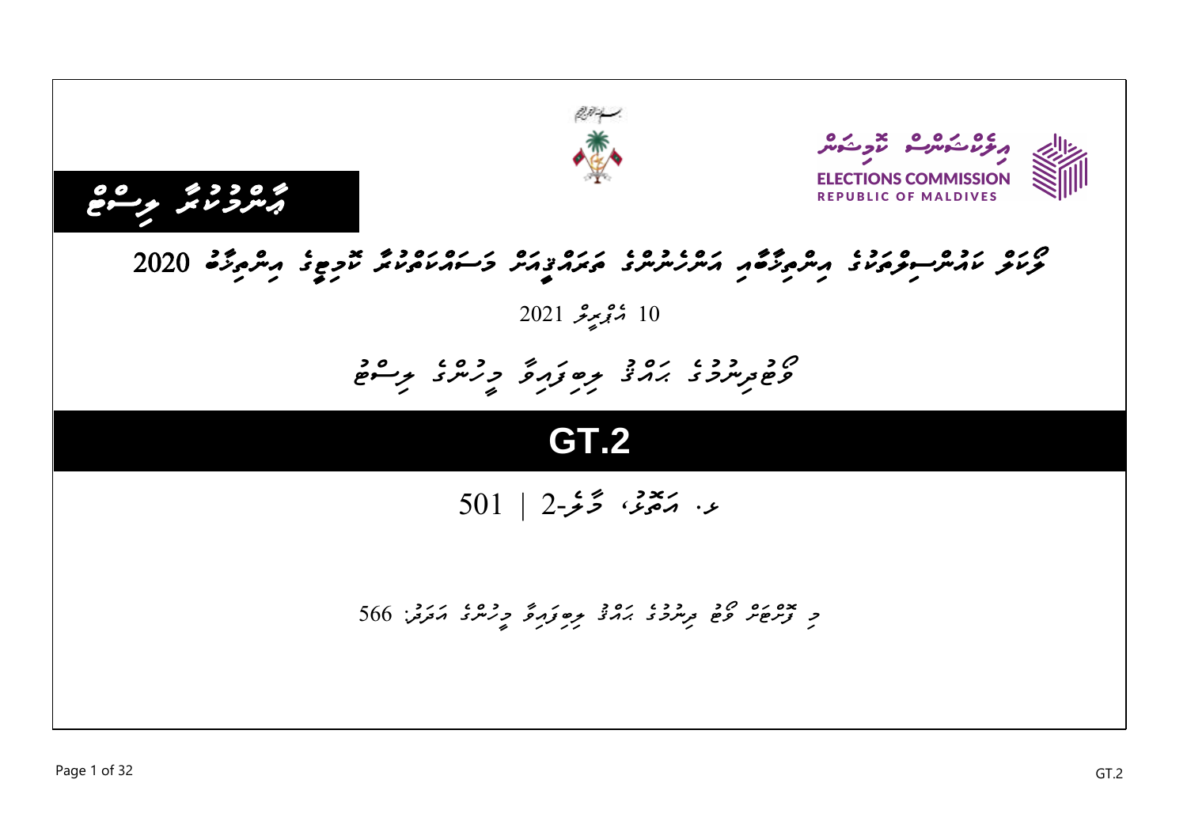ބިސްމިއްލާހިއްރަޙްމާނިއްރަޙީމް

އިލެކްޝަންސް ކޮމިޝަން

ELECTIONS COMMISSION
REPUBLIC OF MALDIVES

އަންދާޒާކުރާ ލިސްޓް

# ލޯކަލް ކައުންސިލްތަކުގެ އިންތިޚާބާއި އަންހެނުންގެ ތަރައްޤީއަށް މަސައްކަތްކުރާ ކޮމިޓީގެ އިންތިޚާބު 2020

10 އޭޕްރީލް 2021

ވޯޓުދިނުމުގެ ހައްޤު ލިބިފައިވާ މީހުންގެ ލިސްޓު

## GT.2

ގ. އަތޮޅު، މާފުށި-2 | 501

މި ފޮށްޓަށް ވޯޓު ދިނުމުގެ ހައްޤު ލިބިފައިވާ މީހުންގެ އަދަދު: 566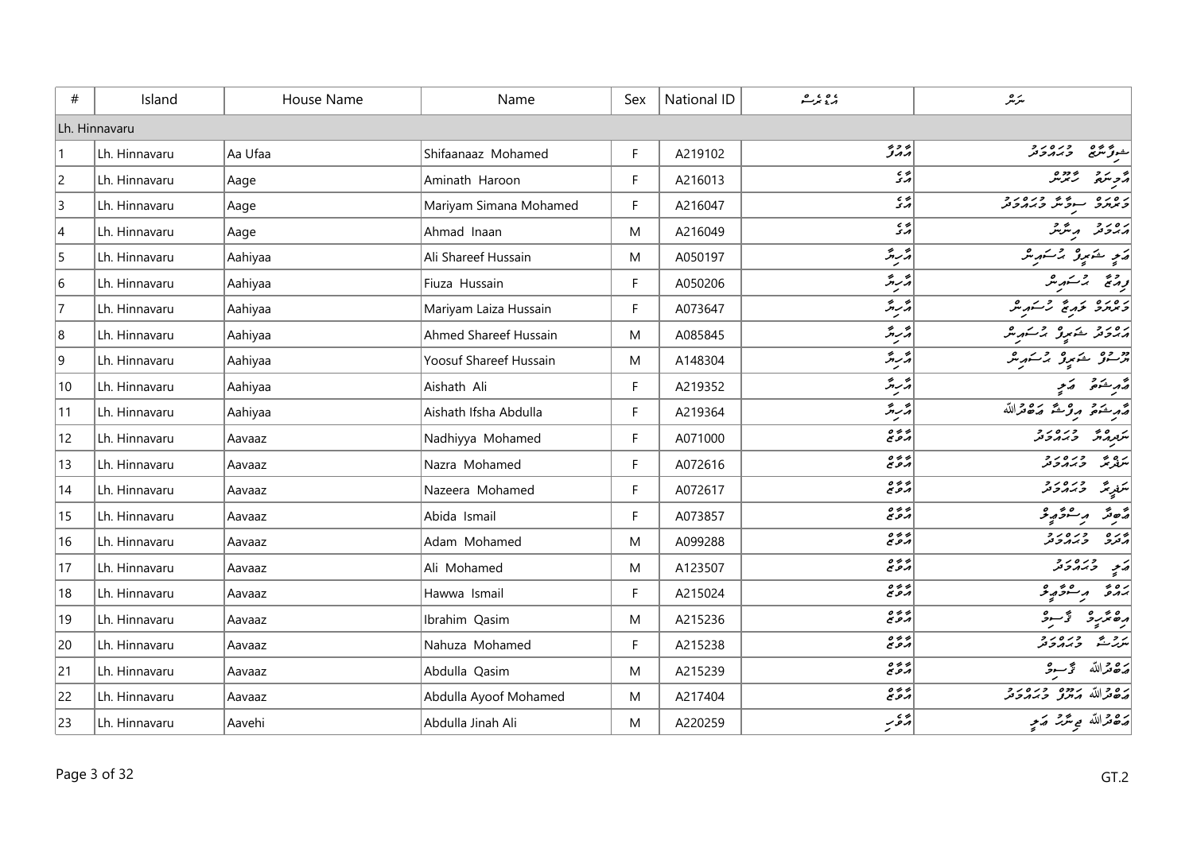| # | Island | House Name | Name | Sex | National ID | ރެކޯޑް | ނަން |
|---|---|---|---|---|---|---|---|
| Lh. Hinnavaru | | | | | | | |
| 1 | Lh. Hinnavaru | Aa Ufaa | Shifaanaaz Mohamed | F | A219102 | އާއުފާ | شِفَانَاز مُحَمَّد |
| 2 | Lh. Hinnavaru | Aage | Aminath Haroon | F | A216013 | އާގެ | އާމިނަތު ހާރޫން |
| 3 | Lh. Hinnavaru | Aage | Mariyam Simana Mohamed | F | A216047 | އާގެ | މަރިޔަމް ސިމާނާ މުހައްމަދު |
| 4 | Lh. Hinnavaru | Aage | Ahmad Inaan | M | A216049 | އާގެ | އަހުމަދު އިނާން |
| 5 | Lh. Hinnavaru | Aahiyaa | Ali Shareef Hussain | M | A050197 | އާހިޔާ | އަލި ޝަރީފް ހުސައިން |
| 6 | Lh. Hinnavaru | Aahiyaa | Fiuza Hussain | F | A050206 | އާހިޔާ | ފިއުޒާ ހުސައިން |
| 7 | Lh. Hinnavaru | Aahiyaa | Mariyam Laiza Hussain | F | A073647 | އާހިޔާ | މަރިޔަމް ލައިޒާ ހުސައިން |
| 8 | Lh. Hinnavaru | Aahiyaa | Ahmed Shareef Hussain | M | A085845 | އާހިޔާ | އަހުމަދު ޝަރީފް ހުސައިން |
| 9 | Lh. Hinnavaru | Aahiyaa | Yoosuf Shareef Hussain | M | A148304 | އާހިޔާ | ޔޫސުފް ޝަރީފް ހުސައިން |
| 10 | Lh. Hinnavaru | Aahiyaa | Aishath Ali | F | A219352 | އާހިޔާ | އާއިޝަތު އަލި |
| 11 | Lh. Hinnavaru | Aahiyaa | Aishath Ifsha Abdulla | F | A219364 | އާހިޔާ | އާއިޝަތު އިފްޝާ އަބްދުالله |
| 12 | Lh. Hinnavaru | Aavaaz | Nadhiyya Mohamed | F | A071000 | އާވާޒް | ނަދިއްޔާ މުހައްމަދު |
| 13 | Lh. Hinnavaru | Aavaaz | Nazra Mohamed | F | A072616 | އާވާޒް | ނަޒްރާ މުހައްމަދު |
| 14 | Lh. Hinnavaru | Aavaaz | Nazeera Mohamed | F | A072617 | އާވާޒް | ނަޒީރާ މުހައްމަދު |
| 15 | Lh. Hinnavaru | Aavaaz | Abida Ismail | F | A073857 | އާވާޒް | އާބިދާ އިސްމާއިލް |
| 16 | Lh. Hinnavaru | Aavaaz | Adam Mohamed | M | A099288 | އާވާޒް | އާދަމް މުހައްމަދު |
| 17 | Lh. Hinnavaru | Aavaaz | Ali Mohamed | M | A123507 | އާވާޒް | އަލި މުހައްމަދު |
| 18 | Lh. Hinnavaru | Aavaaz | Hawwa Ismail | F | A215024 | އާވާޒް | ހައްވާ އިސްމާއިލް |
| 19 | Lh. Hinnavaru | Aavaaz | Ibrahim Qasim | M | A215236 | އާވާޒް | އިބްރާހިމް ޤާސިމް |
| 20 | Lh. Hinnavaru | Aavaaz | Nahuza Mohamed | F | A215238 | އާވާޒް | ނަހުޒާ މުހައްމަދު |
| 21 | Lh. Hinnavaru | Aavaaz | Abdulla Qasim | M | A215239 | އާވާޒް | އަބްދުالله ޤާސިމް |
| 22 | Lh. Hinnavaru | Aavaaz | Abdulla Ayoof Mohamed | M | A217404 | އާވާޒް | އަބްދުالله އަޔޫފް މުހައްމަދު |
| 23 | Lh. Hinnavaru | Aavehi | Abdulla Jinah Ali | M | A220259 | އާވެހި | އަބްދުالله ޖިނާހު އަލި |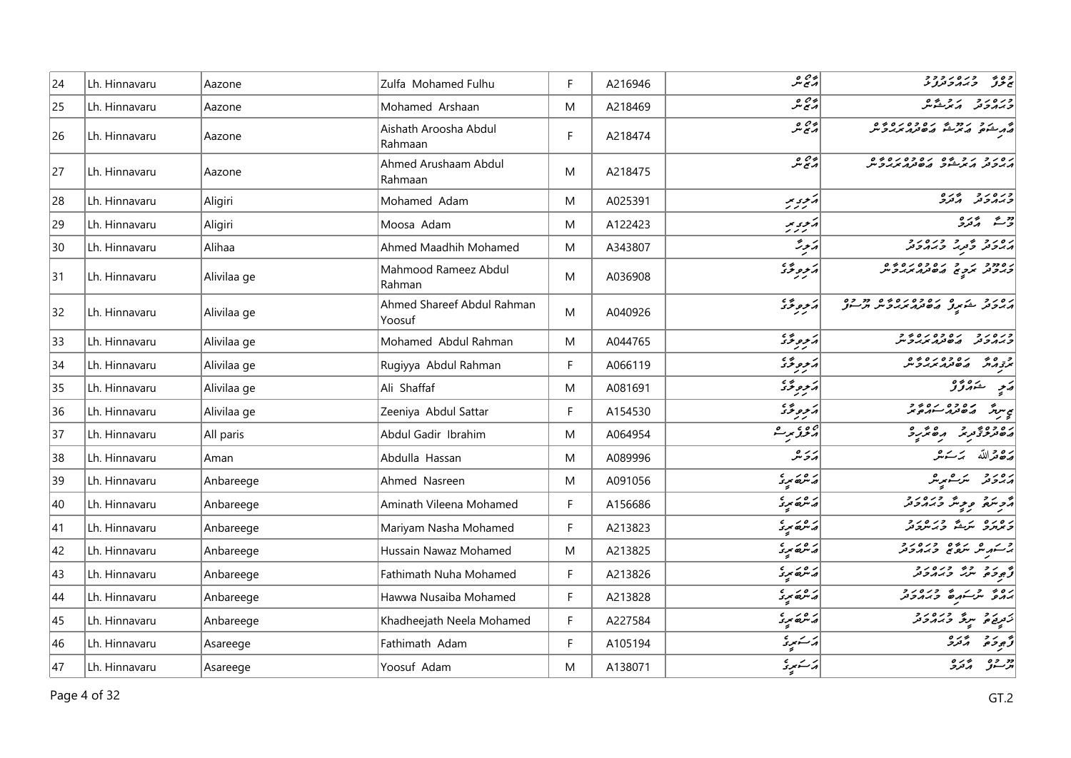| 24 | Lh. Hinnavaru | Aazone | Zulfa Mohamed Fulhu | F | A216946 | އާޒޯން | ޒުލްފާ މުހައްމަދުފުޅު |
|---|---|---|---|---|---|---|---|
| 25 | Lh. Hinnavaru | Aazone | Mohamed Arshaan | M | A218469 | އާޒޯން | މުހައްމަދު އަރްޝާން |
| 26 | Lh. Hinnavaru | Aazone | Aishath Aroosha Abdul Rahmaan | F | A218474 | އާޒޯން | އާއިޝަތު އަރޫޝާ އަބްދުއްރަޙްމާން |
| 27 | Lh. Hinnavaru | Aazone | Ahmed Arushaam Abdul Rahmaan | M | A218475 | އާޒޯން | އަޙްމަދު އަރުޝާމް އަބްދުއްރަޙްމާން |
| 28 | Lh. Hinnavaru | Aligiri | Mohamed Adam | M | A025391 | އަލިގިރި | މުހައްމަދު އާދަމް |
| 29 | Lh. Hinnavaru | Aligiri | Moosa Adam | M | A122423 | އަލިގިރި | މޫސާ އާދަމް |
| 30 | Lh. Hinnavaru | Alihaa | Ahmed Maadhih Mohamed | M | A343807 | އަލިހާ | އަޙްމަދު މާދިހް މުހައްމަދު |
| 31 | Lh. Hinnavaru | Alivilaa ge | Mahmood Rameez Abdul Rahman | M | A036908 | އަލިވިލާގެ | މަޙްމޫދު ރަމީޒް އަބްދުއްރަޙްމާން |
| 32 | Lh. Hinnavaru | Alivilaa ge | Ahmed Shareef Abdul Rahman Yoosuf | M | A040926 | އަލިވިލާގެ | އަޙްމަދު ޝަރީފް އަބްދުއްރަޙްމާން ޔޫސުފް |
| 33 | Lh. Hinnavaru | Alivilaa ge | Mohamed Abdul Rahman | M | A044765 | އަލިވިލާގެ | މުހައްމަދު އަބްދުއްރަޙްމާން |
| 34 | Lh. Hinnavaru | Alivilaa ge | Rugiyya Abdul Rahman | F | A066119 | އަލިވިލާގެ | ރުގިއްޔާ އަބްދުއްރަޙްމާން |
| 35 | Lh. Hinnavaru | Alivilaa ge | Ali Shaffaf | M | A081691 | އަލިވިލާގެ | އަލި ޝައްފާފް |
| 36 | Lh. Hinnavaru | Alivilaa ge | Zeeniya Abdul Sattar | F | A154530 | އަލިވިލާގެ | ޒީނިޔާ އަބްދުއްސައްތާރު |
| 37 | Lh. Hinnavaru | All paris | Abdul Gadir Ibrahim | M | A064954 | އޯލްޕެރިސް | އަބްދުލްޤާދިރު އިބްރާހީމް |
| 38 | Lh. Hinnavaru | Aman | Abdulla Hassan | M | A089996 | އަމަން | އަބްދުﷲ ހަސަން |
| 39 | Lh. Hinnavaru | Anbareege | Ahmed Nasreen | M | A091056 | އަންބަރީގެ | އަޙްމަދު ނަސްރީން |
| 40 | Lh. Hinnavaru | Anbareege | Aminath Vileena Mohamed | F | A156686 | އަންބަރީގެ | އާމިނަތު ވިލީނާ މުހައްމަދު |
| 41 | Lh. Hinnavaru | Anbareege | Mariyam Nasha Mohamed | F | A213823 | އަންބަރީގެ | މަރިޔަމް ނަޝާ މުހައްމަދު |
| 42 | Lh. Hinnavaru | Anbareege | Hussain Nawaz Mohamed | M | A213825 | އަންބަރީގެ | ހުސައިން ނަވާޒް މުހައްމަދު |
| 43 | Lh. Hinnavaru | Anbareege | Fathimath Nuha Mohamed | F | A213826 | އަންބަރީގެ | ފާތިމަތު ނުހާ މުހައްމަދު |
| 44 | Lh. Hinnavaru | Anbareege | Hawwa Nusaiba Mohamed | F | A213828 | އަންބަރީގެ | ހައްވާ ނުސައިބާ މުހައްމަދު |
| 45 | Lh. Hinnavaru | Anbareege | Khadheejath Neela Mohamed | F | A227584 | އަންބަރީގެ | ޚަދީޖަތު ނީލާ މުހައްމަދު |
| 46 | Lh. Hinnavaru | Asareege | Fathimath Adam | F | A105194 | އަސަރީގެ | ފާތިމަތު އާދަމް |
| 47 | Lh. Hinnavaru | Asareege | Yoosuf Adam | M | A138071 | އަސަރީގެ | ޔޫސުފް އާދަމް |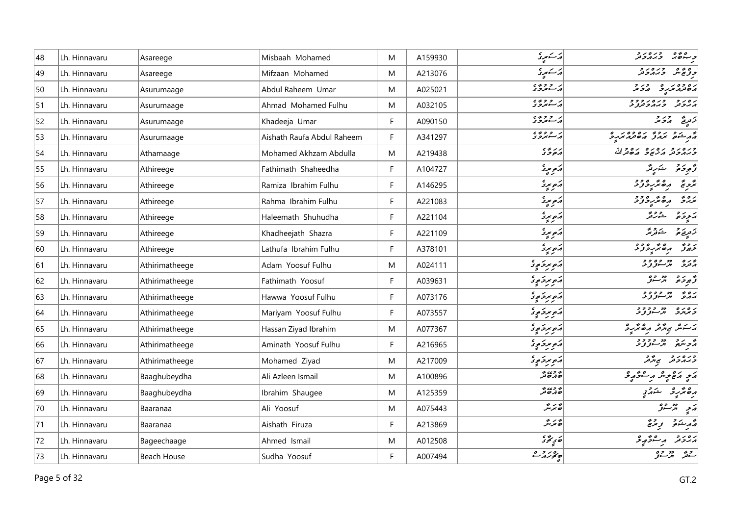| 48 | Lh. Hinnavaru | Asareege | Misbaah Mohamed | M | A159930 | އަސަރީގެ | މިސްބާހް މުހައްމަދު |
|---|---|---|---|---|---|---|---|
| 49 | Lh. Hinnavaru | Asareege | Mifzaan Mohamed | M | A213076 | އަސަރީގެ | މިފްޒާން މުހައްމަދު |
| 50 | Lh. Hinnavaru | Asurumaage | Abdul Raheem Umar | M | A025021 | އަސުރުމާގެ | އަބްދުއްރަޙީމް ޢުމަރު |
| 51 | Lh. Hinnavaru | Asurumaage | Ahmad Mohamed Fulhu | M | A032105 | އަސުރުމާގެ | އަޙްމަދު މުހައްމަދުފުޅު |
| 52 | Lh. Hinnavaru | Asurumaage | Khadeeja Umar | F | A090150 | އަސުރުމާގެ | ޚަދީޖާ ޢުމަރު |
| 53 | Lh. Hinnavaru | Asurumaage | Aishath Raufa Abdul Raheem | F | A341297 | އަސުރުމާގެ | ޢާއިޝަތު ރައުފާ އަބްދުއްރަޙީމް |
| 54 | Lh. Hinnavaru | Athamaage | Mohamed Akhzam Abdulla | M | A219438 | އަތަމާގެ | މުހައްމަދު އަޚްޒަމް އަބްދުﷲ |
| 55 | Lh. Hinnavaru | Athireege | Fathimath Shaheedha | F | A104727 | އަތިރީގެ | ފާތިމަތު ޝަހީދާ |
| 56 | Lh. Hinnavaru | Athireege | Ramiza Ibrahim Fulhu | F | A146295 | އަތިރީގެ | ރާމިޒާ އިބްރާހީމްފުޅު |
| 57 | Lh. Hinnavaru | Athireege | Rahma Ibrahim Fulhu | F | A221083 | އަތިރީގެ | ރަޙްމާ އިބްރާހީމްފުޅު |
| 58 | Lh. Hinnavaru | Athireege | Haleemath Shuhudha | F | A221104 | އަތިރީގެ | ހަލީމަތު ޝުހުދާ |
| 59 | Lh. Hinnavaru | Athireege | Khadheejath Shazra | F | A221109 | އަތިރީގެ | ޚަދީޖަތު ޝަޒްރާ |
| 60 | Lh. Hinnavaru | Athireege | Lathufa Ibrahim Fulhu | F | A378101 | އަތިރީގެ | ލަތުފާ އިބްރާހީމްފުޅު |
| 61 | Lh. Hinnavaru | Athirimatheege | Adam Yoosuf Fulhu | M | A024111 | އަތިރިމަތީގެ | އާދަމް ޔޫސުފުފުޅު |
| 62 | Lh. Hinnavaru | Athirimatheege | Fathimath Yoosuf | F | A039631 | އަތިރިމަތީގެ | ފާތިމަތު ޔޫސުފު |
| 63 | Lh. Hinnavaru | Athirimatheege | Hawwa Yoosuf Fulhu | F | A073176 | އަތިރިމަތީގެ | ހައްވާ ޔޫސުފުފުޅު |
| 64 | Lh. Hinnavaru | Athirimatheege | Mariyam Yoosuf Fulhu | F | A073557 | އަތިރިމަތީގެ | މަރިޔަމް ޔޫސުފުފުޅު |
| 65 | Lh. Hinnavaru | Athirimatheege | Hassan Ziyad Ibrahim | M | A077367 | އަތިރިމަތީގެ | ހަސަން ޒިޔާދު އިބްރާހީމް |
| 66 | Lh. Hinnavaru | Athirimatheege | Aminath Yoosuf Fulhu | F | A216965 | އަތިރިމަތީގެ | އާމިނަތު ޔޫސުފުފުޅު |
| 67 | Lh. Hinnavaru | Athirimatheege | Mohamed Ziyad | M | A217009 | އަތިރިމަތީގެ | މުހައްމަދު ޒިޔާދު |
| 68 | Lh. Hinnavaru | Baaghubeydha | Ali Azleen Ismail | M | A100896 | ބާޣުބޭދާ | އަލި އަޒްލީން އިސްމާޢީލް |
| 69 | Lh. Hinnavaru | Baaghubeydha | Ibrahim Shaugee | M | A125359 | ބާޣުބޭދާ | އިބްރާހީމް ޝައުޤީ |
| 70 | Lh. Hinnavaru | Baaranaa | Ali Yoosuf | M | A075443 | ބާރަނާ | އަލި ޔޫސުފު |
| 71 | Lh. Hinnavaru | Baaranaa | Aishath Firuza | F | A213869 | ބާރަނާ | ޢާއިޝަތު ފިރުޒާ |
| 72 | Lh. Hinnavaru | Bageechaage | Ahmed Ismail | M | A012508 | ބަގީޗާގެ | އަޙްމަދު އިސްމާޢީލް |
| 73 | Lh. Hinnavaru | Beach House | Sudha Yoosuf | F | A007494 | ބީޗްހައުސް | ސުދާ ޔޫސުފު |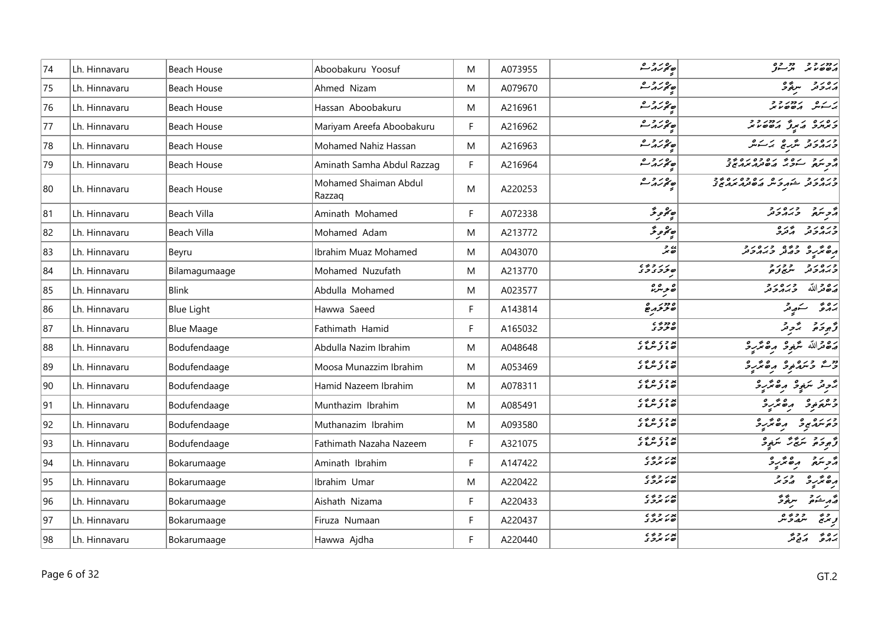| 74 | Lh. Hinnavaru | Beach House | Aboobakuru Yoosuf | M | A073955 | ބީޗްހައުސް | އަބޫބަކުރު ޔޫސުފް |
|---|---|---|---|---|---|---|---|
| 75 | Lh. Hinnavaru | Beach House | Ahmed Nizam | M | A079670 | ބީޗްހައުސް | އަހުމަދު ނިޒާމް |
| 76 | Lh. Hinnavaru | Beach House | Hassan Aboobakuru | M | A216961 | ބީޗްހައުސް | ހަސަން އަބޫބަކުރު |
| 77 | Lh. Hinnavaru | Beach House | Mariyam Areefa Aboobakuru | F | A216962 | ބީޗްހައުސް | މަރިޔަމް އަރީފާ އަބޫބަކުރު |
| 78 | Lh. Hinnavaru | Beach House | Mohamed Nahiz Hassan | M | A216963 | ބީޗްހައުސް | މުހައްމަދު ނާހިޒް ހަސަން |
| 79 | Lh. Hinnavaru | Beach House | Aminath Samha Abdul Razzag | F | A216964 | ބީޗްހައުސް | އާމިނަތު ސަމްހާ އަބްދުލްރައްޒާގު |
| 80 | Lh. Hinnavaru | Beach House | Mohamed Shaiman Abdul Razzaq | M | A220253 | ބީޗްހައުސް | މުހައްމަދު ޝައިމަން އަބްދުލްރައްޒާގު |
| 81 | Lh. Hinnavaru | Beach Villa | Aminath Mohamed | F | A072338 | ބީޗްވިލާ | އާމިނަތު މުހައްމަދު |
| 82 | Lh. Hinnavaru | Beach Villa | Mohamed Adam | M | A213772 | ބީޗްވިލާ | މުހައްމަދު އާދަމް |
| 83 | Lh. Hinnavaru | Beyru | Ibrahim Muaz Mohamed | M | A043070 | ބޭރު | އިބްރާހީމް މުއާޒު މުހައްމަދު |
| 84 | Lh. Hinnavaru | Bilamagumaage | Mohamed Nuzufath | M | A213770 | ބިލަމަގުމާގެ | މުހައްމަދު ނުޒުފަތު |
| 85 | Lh. Hinnavaru | Blink | Abdulla Mohamed | M | A023577 | ބްލިންކް | އަބްދުﷲ މުހައްމަދު |
| 86 | Lh. Hinnavaru | Blue Light | Hawwa Saeed | F | A143814 | ބްލޫލައިޓް | ހައްވާ ސައީދު |
| 87 | Lh. Hinnavaru | Blue Maage | Fathimath Hamid | F | A165032 | ބްލޫމާގެ | ފާތިމަތު ހާމިދު |
| 88 | Lh. Hinnavaru | Bodufendaage | Abdulla Nazim Ibrahim | M | A048648 | ބޮޑުފެންޑާގެ | އަބްދުﷲ ނާޒިމް އިބްރާހީމް |
| 89 | Lh. Hinnavaru | Bodufendaage | Moosa Munazzim Ibrahim | M | A053469 | ބޮޑުފެންޑާގެ | މޫސާ މުނައްޒިމް އިބްރާހީމް |
| 90 | Lh. Hinnavaru | Bodufendaage | Hamid Nazeem Ibrahim | M | A078311 | ބޮޑުފެންޑާގެ | ހާމިދު ނަޒީމް އިބްރާހީމް |
| 91 | Lh. Hinnavaru | Bodufendaage | Munthazim Ibrahim | M | A085491 | ބޮޑުފެންޑާގެ | މުންތަޒިމް އިބްރާހީމް |
| 92 | Lh. Hinnavaru | Bodufendaage | Muthanazim Ibrahim | M | A093580 | ބޮޑުފެންޑާގެ | މުތަނައްޒިމް އިބްރާހީމް |
| 93 | Lh. Hinnavaru | Bodufendaage | Fathimath Nazaha Nazeem | F | A321075 | ބޮޑުފެންޑާގެ | ފާތިމަތު ނަޒާހާ ނަޒީމް |
| 94 | Lh. Hinnavaru | Bokarumaage | Aminath Ibrahim | F | A147422 | ބޮކަރުމާގެ | އާމިނަތު އިބްރާހީމް |
| 95 | Lh. Hinnavaru | Bokarumaage | Ibrahim Umar | M | A220422 | ބޮކަރުމާގެ | އިބްރާހީމް އުމަރު |
| 96 | Lh. Hinnavaru | Bokarumaage | Aishath Nizama | F | A220433 | ބޮކަރުމާގެ | އާއިޝަތު ނިޒާމާ |
| 97 | Lh. Hinnavaru | Bokarumaage | Firuza Numaan | F | A220437 | ބޮކަރުމާގެ | ފިރުޒާ ނުޢުމާން |
| 98 | Lh. Hinnavaru | Bokarumaage | Hawwa Ajdha | F | A220440 | ބޮކަރުމާގެ | ހައްވާ އަޖްދާ |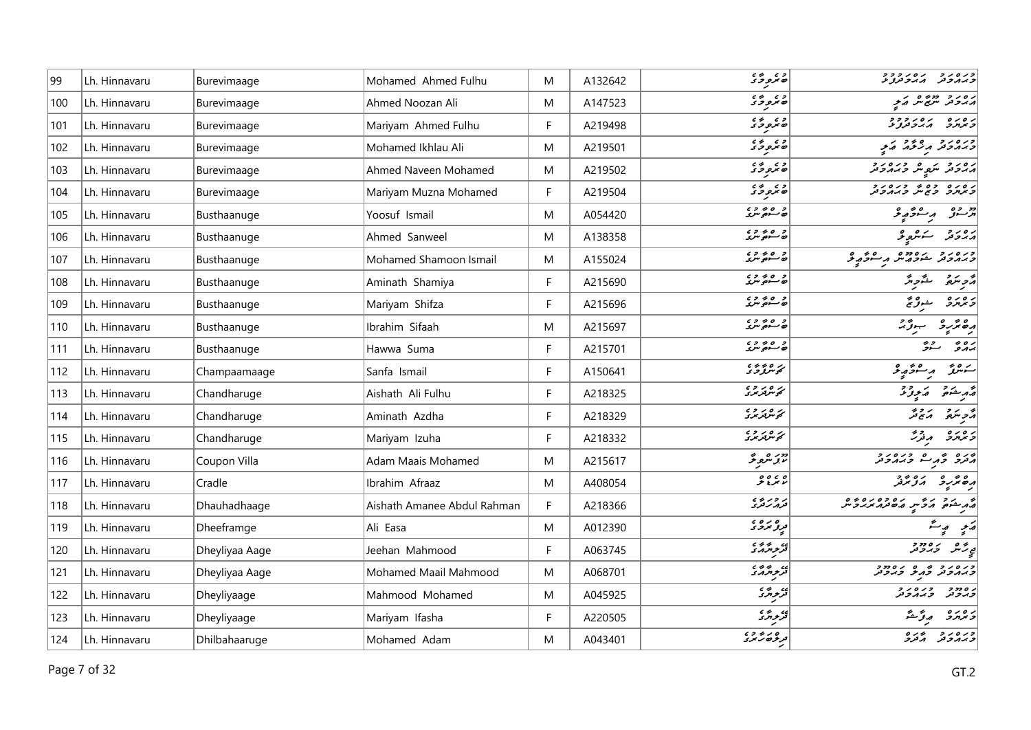| 99 | Lh. Hinnavaru | Burevimaage | Mohamed Ahmed Fulhu | M | A132642 | ބުރެވިމާގެ | މުހައްމަދު އަހްމަދުފުޅު |
|---|---|---|---|---|---|---|---|
| 100 | Lh. Hinnavaru | Burevimaage | Ahmed Noozan Ali | M | A147523 | ބުރެވިމާގެ | އަހްމަދު ނޫޒާން އަލި |
| 101 | Lh. Hinnavaru | Burevimaage | Mariyam Ahmed Fulhu | F | A219498 | ބުރެވިމާގެ | މަރިޔަމް އަހްމަދުފުޅު |
| 102 | Lh. Hinnavaru | Burevimaage | Mohamed Ikhlau Ali | M | A219501 | ބުރެވިމާގެ | މުހައްމަދު އިޚްލާޙު އަލި |
| 103 | Lh. Hinnavaru | Burevimaage | Ahmed Naveen Mohamed | M | A219502 | ބުރެވިމާގެ | އަހްމަދު ނަވީން މުހައްމަދު |
| 104 | Lh. Hinnavaru | Burevimaage | Mariyam Muzna Mohamed | F | A219504 | ބުރެވިމާގެ | މަރިޔަމް މުޒްނާ މުހައްމަދު |
| 105 | Lh. Hinnavaru | Busthaanuge | Yoosuf Ismail | M | A054420 | ބުސްތާނުގެ | ޔޫސުފް އިސްމާއިލް |
| 106 | Lh. Hinnavaru | Busthaanuge | Ahmed Sanweel | M | A138358 | ބުސްތާނުގެ | އަހްމަދު ސަންވީލް |
| 107 | Lh. Hinnavaru | Busthaanuge | Mohamed Shamoon Ismail | M | A155024 | ބުސްތާނުގެ | މުހައްމަދު ޝަމްއޫން އިސްމާއިލް |
| 108 | Lh. Hinnavaru | Busthaanuge | Aminath Shamiya | F | A215690 | ބުސްތާނުގެ | އާމިނަތު ޝާމިޔާ |
| 109 | Lh. Hinnavaru | Busthaanuge | Mariyam Shifza | F | A215696 | ބުސްތާނުގެ | މަރިޔަމް ޝިފްޒާ |
| 110 | Lh. Hinnavaru | Busthaanuge | Ibrahim Sifaah | M | A215697 | ބުސްތާނުގެ | އިބްރާހީމް ސިފާހު |
| 111 | Lh. Hinnavaru | Busthaanuge | Hawwa Suma | F | A215701 | ބުސްތާނުގެ | ހައްވާ ސުމާ |
| 112 | Lh. Hinnavaru | Champaamaage | Sanfa Ismail | F | A150641 | ޗަމްޕާމާގެ | ސަންފާ އިސްމާއިލް |
| 113 | Lh. Hinnavaru | Chandharuge | Aishath Ali Fulhu | F | A218325 | ޗަންދަރުގެ | އާއިޝަތު އަލިފުޅު |
| 114 | Lh. Hinnavaru | Chandharuge | Aminath Azdha | F | A218329 | ޗަންދަރުގެ | އާމިނަތު އަޒްދާ |
| 115 | Lh. Hinnavaru | Chandharuge | Mariyam Izuha | F | A218332 | ޗަންދަރުގެ | މަރިޔަމް އިޒުހާ |
| 116 | Lh. Hinnavaru | Coupon Villa | Adam Maais Mohamed | M | A215617 | ކޫޕަންވިލާ | އާދަމް މާއިސް މުހައްމަދު |
| 117 | Lh. Hinnavaru | Cradle | Ibrahim Afraaz | M | A408054 | ކްރެޑްލް | އިބްރާހީމް އަފްރާޒް |
| 118 | Lh. Hinnavaru | Dhauhadhaage | Aishath Amanee Abdul Rahman | F | A218366 | ދައުހަދާގެ | އާއިޝަތު އަމާނީ އަބްދުއްރަހްމާން |
| 119 | Lh. Hinnavaru | Dheeframge | Ali Easa | M | A012390 | ދީފްރަމްގެ | އަލި ޢީސާ |
| 120 | Lh. Hinnavaru | Dheyliyaa Aage | Jeehan Mahmood | F | A063745 | ދޭލިޔާއާގެ | ޖީހާން މަހްމޫދު |
| 121 | Lh. Hinnavaru | Dheyliyaa Aage | Mohamed Maail Mahmood | M | A068701 | ދޭލިޔާއާގެ | މުހައްމަދު މާއިލް މަހްމޫދު |
| 122 | Lh. Hinnavaru | Dheyliyaage | Mahmood Mohamed | M | A045925 | ދޭލިޔާގެ | މަހްމޫދު މުހައްމަދު |
| 123 | Lh. Hinnavaru | Dheyliyaage | Mariyam Ifasha | F | A220505 | ދޭލިޔާގެ | މަރިޔަމް އިފާޝާ |
| 124 | Lh. Hinnavaru | Dhilbahaaruge | Mohamed Adam | M | A043401 | ދިލްބަހާރުގެ | މުހައްމަދު އާދަމް |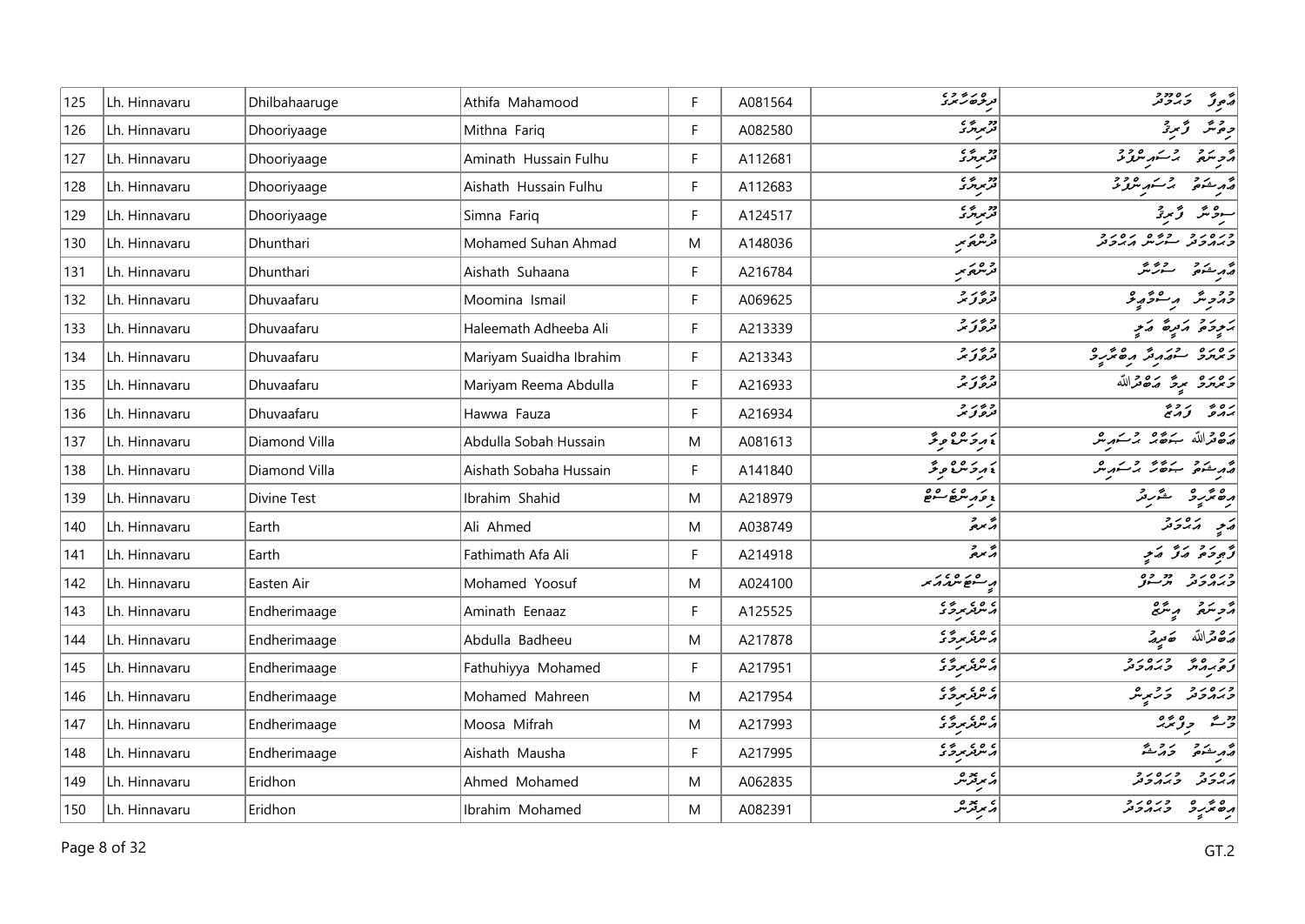| 125 | Lh. Hinnavaru | Dhilbahaaruge | Athifa Mahamood | F | A081564 | ދިލްބަހާރުގެ | އާތިފާ މަޙްމޫދު |
|---|---|---|---|---|---|---|---|
| 126 | Lh. Hinnavaru | Dhooriyaage | Mithna Fariq | F | A082580 | ދޫރިޔާގެ | މިތުނާ ފާރިޤު |
| 127 | Lh. Hinnavaru | Dhooriyaage | Aminath Hussain Fulhu | F | A112681 | ދޫރިޔާގެ | އާމިނަތު ޙުސައިންފުޅު |
| 128 | Lh. Hinnavaru | Dhooriyaage | Aishath Hussain Fulhu | F | A112683 | ދޫރިޔާގެ | އާއިޝަތު ޙުސައިންފުޅު |
| 129 | Lh. Hinnavaru | Dhooriyaage | Simna Fariq | F | A124517 | ދޫރިޔާގެ | ސިމްނާ ފާރިޤު |
| 130 | Lh. Hinnavaru | Dhunthari | Mohamed Suhan Ahmad | M | A148036 | ދުންތަރި | މުޙައްމަދު ސުހާން އަޙްމަދު |
| 131 | Lh. Hinnavaru | Dhunthari | Aishath Suhaana | F | A216784 | ދުންތަރި | އާއިޝަތު ސުހާނާ |
| 132 | Lh. Hinnavaru | Dhuvaafaru | Moomina Ismail | F | A069625 | ދުވާފަރު | މޫމިނާ އިސްމާޢީލު |
| 133 | Lh. Hinnavaru | Dhuvaafaru | Haleemath Adheeba Ali | F | A213339 | ދުވާފަރު | ހަލީމަތު އަދީބާ ޢަލީ |
| 134 | Lh. Hinnavaru | Dhuvaafaru | Mariyam Suaidha Ibrahim | F | A213343 | ދުވާފަރު | މަރިޔަމް ސުޢައިދާ އިބްރާހީމް |
| 135 | Lh. Hinnavaru | Dhuvaafaru | Mariyam Reema Abdulla | F | A216933 | ދުވާފަރު | މަރިޔަމް ރީމާ އަބްދުﷲ |
| 136 | Lh. Hinnavaru | Dhuvaafaru | Hawwa Fauza | F | A216934 | ދުވާފަރު | ޙައްވާ ފައުޒާ |
| 137 | Lh. Hinnavaru | Diamond Villa | Abdulla Sobah Hussain | M | A081613 | ޑައިމަންޑްވިލާ | އަބްދުﷲ ޞަބާޙް ޙުސައިން |
| 138 | Lh. Hinnavaru | Diamond Villa | Aishath Sobaha Hussain | F | A141840 | ޑައިމަންޑްވިލާ | އާއިޝަތު ޞަބާހާ ޙުސައިން |
| 139 | Lh. Hinnavaru | Divine Test | Ibrahim Shahid | M | A218979 | ޑިވައިންޓެސްޓް | އިބްރާހީމް ޝާހިދު |
| 140 | Lh. Hinnavaru | Earth | Ali Ahmed | M | A038749 | އާރތް | ޢަލީ އަޙްމަދު |
| 141 | Lh. Hinnavaru | Earth | Fathimath Afa Ali | F | A214918 | އާރތް | ފާތިމަތު އަފާ ޢަލީ |
| 142 | Lh. Hinnavaru | Easten Air | Mohamed Yoosuf | M | A024100 | އީސްޓަން އެއަރ | މުޙައްމަދު ޔޫސުފް |
| 143 | Lh. Hinnavaru | Endherimaage | Aminath Eenaaz | F | A125525 | އެންދެރިމާގެ | އާމިނަތު އީނާޒް |
| 144 | Lh. Hinnavaru | Endherimaage | Abdulla Badheeu | M | A217878 | އެންދެރިމާގެ | އަބްދުﷲ ބަދީޢު |
| 145 | Lh. Hinnavaru | Endherimaage | Fathuhiyya Mohamed | F | A217951 | އެންދެރިމާގެ | ފަތުހިއްޔާ މުޙައްމަދު |
| 146 | Lh. Hinnavaru | Endherimaage | Mohamed Mahreen | M | A217954 | އެންދެރިމާގެ | މުޙައްމަދު މަހްރީން |
| 147 | Lh. Hinnavaru | Endherimaage | Moosa Mifrah | M | A217993 | އެންދެރިމާގެ | މޫސާ މިފްރާޙް |
| 148 | Lh. Hinnavaru | Endherimaage | Aishath Mausha | F | A217995 | އެންދެރިމާގެ | އާއިޝަތު މައުޝާ |
| 149 | Lh. Hinnavaru | Eridhon | Ahmed Mohamed | M | A062835 | އެރިދޮން | އަޙްމަދު މުޙައްމަދު |
| 150 | Lh. Hinnavaru | Eridhon | Ibrahim Mohamed | M | A082391 | އެރިދޮން | އިބްރާހީމް މުޙައްމަދު |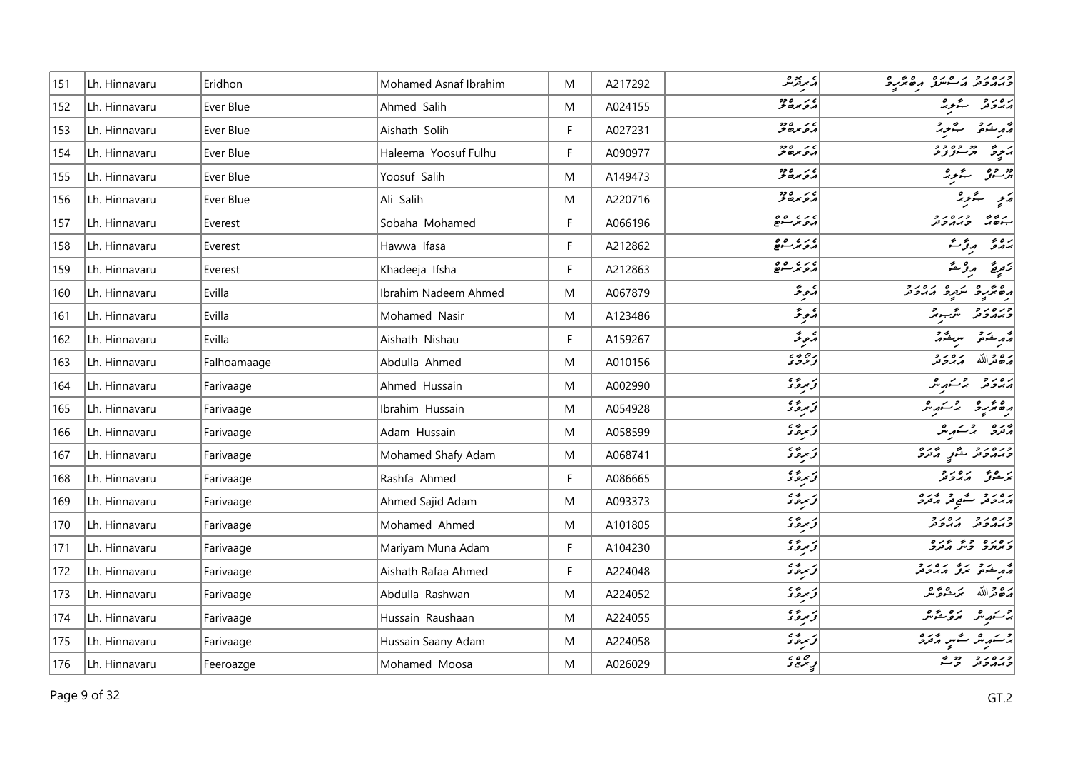| 151 | Lh. Hinnavaru | Eridhon | Mohamed Asnaf Ibrahim | M | A217292 | އެރިދޯން | މުހައްމަދު އަސްނަފް އިބްރާހީމް |
|---|---|---|---|---|---|---|---|
| 152 | Lh. Hinnavaru | Ever Blue | Ahmed Salih | M | A024155 | އެވަރބްލޫ | އަޙްމަދު ސާލިހް |
| 153 | Lh. Hinnavaru | Ever Blue | Aishath Solih | F | A027231 | އެވަރބްލޫ | އާއިޝަތު ސާލިހް |
| 154 | Lh. Hinnavaru | Ever Blue | Haleema Yoosuf Fulhu | F | A090977 | އެވަރބްލޫ | ހަލީމާ ޔޫސުފުފުޅު |
| 155 | Lh. Hinnavaru | Ever Blue | Yoosuf Salih | M | A149473 | އެވަރބްލޫ | ޔޫސުފް ސާލިހް |
| 156 | Lh. Hinnavaru | Ever Blue | Ali Salih | M | A220716 | އެވަރބްލޫ | އަލި ސާލިހް |
| 157 | Lh. Hinnavaru | Everest | Sobaha Mohamed | F | A066196 | އެވަރެސްޓް | ސަބާހާ މުހައްމަދު |
| 158 | Lh. Hinnavaru | Everest | Hawwa Ifasa | F | A212862 | އެވަރެސްޓް | ހައްވާ އިފާސާ |
| 159 | Lh. Hinnavaru | Everest | Khadeeja Ifsha | F | A212863 | އެވަރެސްޓް | ޚަދީޖާ އިފްޝާ |
| 160 | Lh. Hinnavaru | Evilla | Ibrahim Nadeem Ahmed | M | A067879 | އެވިލާ | އިބްރާހީމް ނަދީމް އަޙްމަދު |
| 161 | Lh. Hinnavaru | Evilla | Mohamed Nasir | M | A123486 | އެވިލާ | މުހައްމަދު ނާސިރު |
| 162 | Lh. Hinnavaru | Evilla | Aishath Nishau | F | A159267 | އެވިލާ | އާއިޝަތު ނިޝާއު |
| 163 | Lh. Hinnavaru | Falhoamaage | Abdulla Ahmed | M | A010156 | ފަޅޯމާގެ | އަބްދުﷲ އަޙްމަދު |
| 164 | Lh. Hinnavaru | Farivaage | Ahmed Hussain | M | A002990 | ފަރިވާގެ | އަޙްމަދު ހުސައިން |
| 165 | Lh. Hinnavaru | Farivaage | Ibrahim Hussain | M | A054928 | ފަރިވާގެ | އިބްރާހީމް ހުސައިން |
| 166 | Lh. Hinnavaru | Farivaage | Adam Hussain | M | A058599 | ފަރިވާގެ | އާދަމް ހުސައިން |
| 167 | Lh. Hinnavaru | Farivaage | Mohamed Shafy Adam | M | A068741 | ފަރިވާގެ | މުހައްމަދު ޝާފީ އާދަމް |
| 168 | Lh. Hinnavaru | Farivaage | Rashfa Ahmed | F | A086665 | ފަރިވާގެ | ރަޝްފާ އަޙްމަދު |
| 169 | Lh. Hinnavaru | Farivaage | Ahmed Sajid Adam | M | A093373 | ފަރިވާގެ | އަޙްމަދު ސާޖިދު އާދަމް |
| 170 | Lh. Hinnavaru | Farivaage | Mohamed Ahmed | M | A101805 | ފަރިވާގެ | މުހައްމަދު އަޙްމަދު |
| 171 | Lh. Hinnavaru | Farivaage | Mariyam Muna Adam | F | A104230 | ފަރިވާގެ | މަރިޔަމް މުނާ އާދަމް |
| 172 | Lh. Hinnavaru | Farivaage | Aishath Rafaa Ahmed | F | A224048 | ފަރިވާގެ | އާއިޝަތު ރަފާ އަޙްމަދު |
| 173 | Lh. Hinnavaru | Farivaage | Abdulla Rashwan | M | A224052 | ފަރިވާގެ | އަބްދުﷲ ރަޝްވާން |
| 174 | Lh. Hinnavaru | Farivaage | Hussain Raushaan | M | A224055 | ފަރިވާގެ | ހުސައިން ރައުޝާން |
| 175 | Lh. Hinnavaru | Farivaage | Hussain Saany Adam | M | A224058 | ފަރިވާގެ | ހުސައިން ސާނީ އާދަމް |
| 176 | Lh. Hinnavaru | Feeroazge | Mohamed Moosa | M | A026029 | ފީރޯޒްގެ | މުހައްމަދު މޫސާ |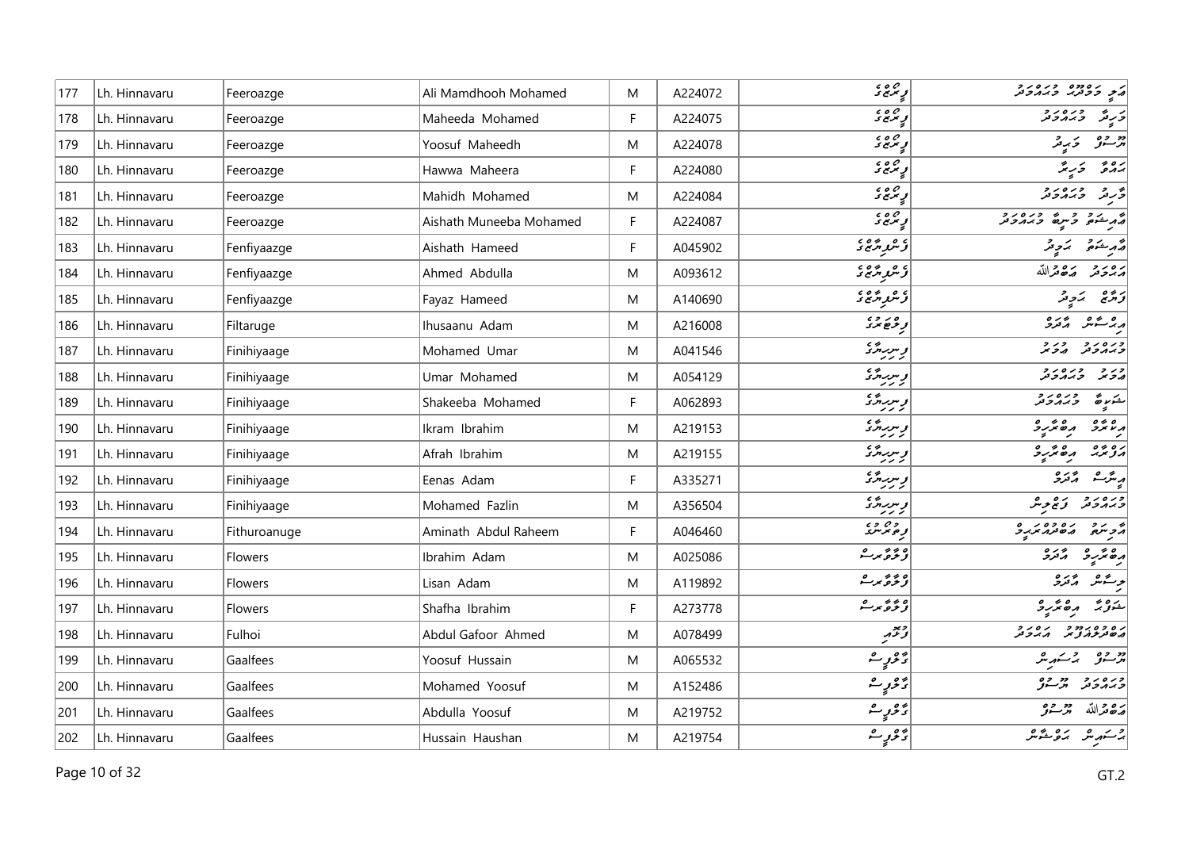| 177 | Lh. Hinnavaru | Feeroazge | Ali Mamdhooh Mohamed | M | A224072 | ݐިރޯޒްގެ | އަލި މަމްދޫޙް މުޙައްމަދު |
|---|---|---|---|---|---|---|---|
| 178 | Lh. Hinnavaru | Feeroazge | Maheeda Mohamed | F | A224075 | ފިރޯޒްގެ | މަހީދާ މުޙައްމަދު |
| 179 | Lh. Hinnavaru | Feeroazge | Yoosuf Maheedh | M | A224078 | ފިރޯޒްގެ | ޔޫސުފް މަހީދު |
| 180 | Lh. Hinnavaru | Feeroazge | Hawwa Maheera | F | A224080 | ފިރޯޒްގެ | ހައްވާ މަހީރާ |
| 181 | Lh. Hinnavaru | Feeroazge | Mahidh Mohamed | M | A224084 | ފިރޯޒްގެ | މާހިދު މުޙައްމަދު |
| 182 | Lh. Hinnavaru | Feeroazge | Aishath Muneeba Mohamed | F | A224087 | ފިރޯޒްގެ | އާއިޝަތު މުނީބާ މުޙައްމަދު |
| 183 | Lh. Hinnavaru | Fenfiyaazge | Aishath Hameed | F | A045902 | ފެންފިޔާޒްގެ | އާއިޝަތު ހަމީދު |
| 184 | Lh. Hinnavaru | Fenfiyaazge | Ahmed Abdulla | M | A093612 | ފެންފިޔާޒްގެ | އަޙްމަދު އަބްދުﷲ |
| 185 | Lh. Hinnavaru | Fenfiyaazge | Fayaz Hameed | M | A140690 | ފެންފިޔާޒްގެ | ފައްޔާޒް ހަމީދު |
| 186 | Lh. Hinnavaru | Filtaruge | Ihusaanu Adam | M | A216008 | ފިލްޓަރުގެ | އިހުސާނު އާދަމް |
| 187 | Lh. Hinnavaru | Finihiyaage | Mohamed Umar | M | A041546 | ފިނިހިޔާގެ | މުޙައްމަދު އުމަރު |
| 188 | Lh. Hinnavaru | Finihiyaage | Umar Mohamed | M | A054129 | ފިނިހިޔާގެ | އުމަރު މުޙައްމަދު |
| 189 | Lh. Hinnavaru | Finihiyaage | Shakeeba Mohamed | F | A062893 | ފިނިހިޔާގެ | ޝަކީބާ މުޙައްމަދު |
| 190 | Lh. Hinnavaru | Finihiyaage | Ikram Ibrahim | M | A219153 | ފިނިހިޔާގެ | އިކްރާމް އިބްރާހީމް |
| 191 | Lh. Hinnavaru | Finihiyaage | Afrah Ibrahim | M | A219155 | ފިނިހިޔާގެ | އަފްރާހް އިބްރާހީމް |
| 192 | Lh. Hinnavaru | Finihiyaage | Eenas Adam | F | A335271 | ފިނިހިޔާގެ | އީނާސް އާދަމް |
| 193 | Lh. Hinnavaru | Finihiyaage | Mohamed Fazlin | M | A356504 | ފިނިހިޔާގެ | މުޙައްމަދު ފަޒްލިން |
| 194 | Lh. Hinnavaru | Fithuroanuge | Aminath Abdul Raheem | F | A046460 | ފިތުރޯނުގެ | އާމިނަތު އަބްދުއްރަޙީމް |
| 195 | Lh. Hinnavaru | Flowers | Ibrahim Adam | M | A025086 | ފްލާވަރސް | އިބްރާހީމް އާދަމް |
| 196 | Lh. Hinnavaru | Flowers | Lisan Adam | M | A119892 | ފްލާވަރސް | ލިސާން އާދަމް |
| 197 | Lh. Hinnavaru | Flowers | Shafha Ibrahim | F | A273778 | ފްލާވަރސް | ޝަފްހާ އިބްރާހީމް |
| 198 | Lh. Hinnavaru | Fulhoi | Abdul Gafoor Ahmed | M | A078499 | ފުޅޮއި | އަބްދުލްޣަފޫރު އަޙްމަދު |
| 199 | Lh. Hinnavaru | Gaalfees | Yoosuf Hussain | M | A065532 | ގާލްފީސް | ޔޫސުފް ހުސައިން |
| 200 | Lh. Hinnavaru | Gaalfees | Mohamed Yoosuf | M | A152486 | ގާލްފީސް | މުޙައްމަދު ޔޫސުފް |
| 201 | Lh. Hinnavaru | Gaalfees | Abdulla Yoosuf | M | A219752 | ގާލްފީސް | އަބްދުﷲ ޔޫސުފް |
| 202 | Lh. Hinnavaru | Gaalfees | Hussain Haushan | M | A219754 | ގާލްފީސް | ހުސައިން ހައުޝާން |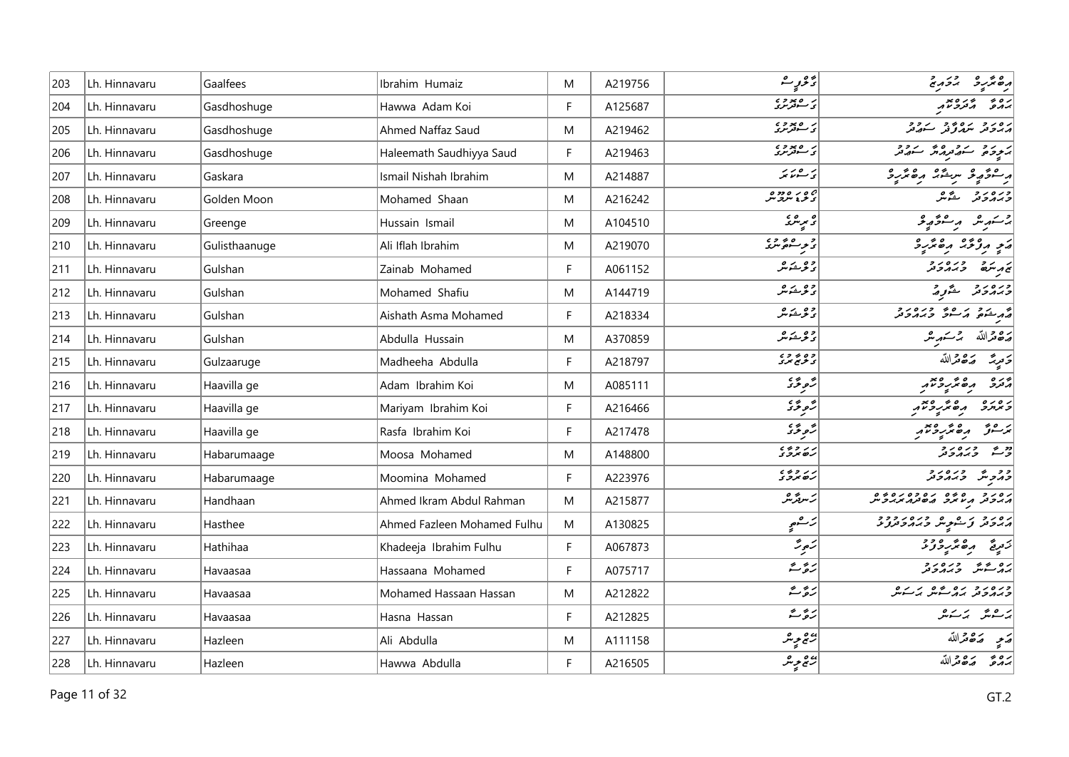| 203 | Lh. Hinnavaru | Gaalfees | Ibrahim Humaiz | M | A219756 | ގާލްފީސް | އިބްރާހީމް ހުމައިޒް |
|---|---|---|---|---|---|---|---|
| 204 | Lh. Hinnavaru | Gasdhoshuge | Hawwa Adam Koi | F | A125687 | ގަސްދޮށުގެ | ހައްވާ އާދަމްކޮއި |
| 205 | Lh. Hinnavaru | Gasdhoshuge | Ahmed Naffaz Saud | M | A219462 | ގަސްދޮށުގެ | އަހުމަދު ނައްފާޒު ސައުދު |
| 206 | Lh. Hinnavaru | Gasdhoshuge | Haleemath Saudhiyya Saud | F | A219463 | ގަސްދޮށުގެ | ހަލީމަތު ސައުދިއްޔާ ސައުދު |
| 207 | Lh. Hinnavaru | Gaskara | Ismail Nishah Ibrahim | M | A214887 | ގަސްކަރަ | އިސްމާޢީލް ނިޝާހް އިބްރާހީމް |
| 208 | Lh. Hinnavaru | Golden Moon | Mohamed Shaan | M | A216242 | ގޯލްޑެން މޫން | މުހައްމަދު ޝާން |
| 209 | Lh. Hinnavaru | Greenge | Hussain Ismail | M | A104510 | ގްރީންގެ | ހުސައިން އިސްމާޢީލް |
| 210 | Lh. Hinnavaru | Gulisthaanuge | Ali Iflah Ibrahim | M | A219070 | ގުލިސްތާނުގެ | އަލި އިފްލާހް އިބްރާހީމް |
| 211 | Lh. Hinnavaru | Gulshan | Zainab Mohamed | F | A061152 | ގުލްޝަން | ޒައިނަބް މުހައްމަދު |
| 212 | Lh. Hinnavaru | Gulshan | Mohamed Shafiu | M | A144719 | ގުލްޝަން | މުހައްމަދު ޝާފިއު |
| 213 | Lh. Hinnavaru | Gulshan | Aishath Asma Mohamed | F | A218334 | ގުލްޝަން | އާއިޝަތު އަސްމާ މުހައްމަދު |
| 214 | Lh. Hinnavaru | Gulshan | Abdulla Hussain | M | A370859 | ގުލްޝަން | އަބްދުﷲ ހުސައިން |
| 215 | Lh. Hinnavaru | Gulzaaruge | Madheeha Abdulla | F | A218797 | ގުލްޒާރުގެ | މަދީހާ އަބްދުﷲ |
| 216 | Lh. Hinnavaru | Haavilla ge | Adam Ibrahim Koi | M | A085111 | ހާވިލާގެ | އާދަމް އިބްރާހީމްކޮއި |
| 217 | Lh. Hinnavaru | Haavilla ge | Mariyam Ibrahim Koi | F | A216466 | ހާވިލާގެ | މަރިޔަމް އިބްރާހީމްކޮއި |
| 218 | Lh. Hinnavaru | Haavilla ge | Rasfa Ibrahim Koi | F | A217478 | ހާވިލާގެ | ރަސްފާ އިބްރާހީމްކޮއި |
| 219 | Lh. Hinnavaru | Habarumaage | Moosa Mohamed | M | A148800 | ހަބަރުމާގެ | މޫސާ މުހައްމަދު |
| 220 | Lh. Hinnavaru | Habarumaage | Moomina Mohamed | F | A223976 | ހަބަރުމާގެ | މުއުމިނާ މުހައްމަދު |
| 221 | Lh. Hinnavaru | Handhaan | Ahmed Ikram Abdul Rahman | M | A215877 | ހަނދާން | އަހުމަދު އިކްރާމް އަބްދުއްރަހްމާން |
| 222 | Lh. Hinnavaru | Hasthee | Ahmed Fazleen Mohamed Fulhu | M | A130825 | ހަސްތީ | އަހުމަދު ފަޟްލީން މުހައްމަދުފުޅު |
| 223 | Lh. Hinnavaru | Hathihaa | Khadeeja Ibrahim Fulhu | F | A067873 | ހަތިހާ | ޚަދީޖާ އިބްރާހީމްފުޅު |
| 224 | Lh. Hinnavaru | Havaasaa | Hassaana Mohamed | F | A075717 | ހަވާސާ | ހައްސާނާ މުހައްމަދު |
| 225 | Lh. Hinnavaru | Havaasaa | Mohamed Hassaan Hassan | M | A212822 | ހަވާސާ | މުހައްމަދު ހައްސާން ހަސަން |
| 226 | Lh. Hinnavaru | Havaasaa | Hasna Hassan | F | A212825 | ހަވާސާ | ހަސްނާ ހަސަން |
| 227 | Lh. Hinnavaru | Hazleen | Ali Abdulla | M | A111158 | ހަޒްލީން | އަލި އަބްދުﷲ |
| 228 | Lh. Hinnavaru | Hazleen | Hawwa Abdulla | F | A216505 | ހަޒްލީން | ހައްވާ އަބްދުﷲ |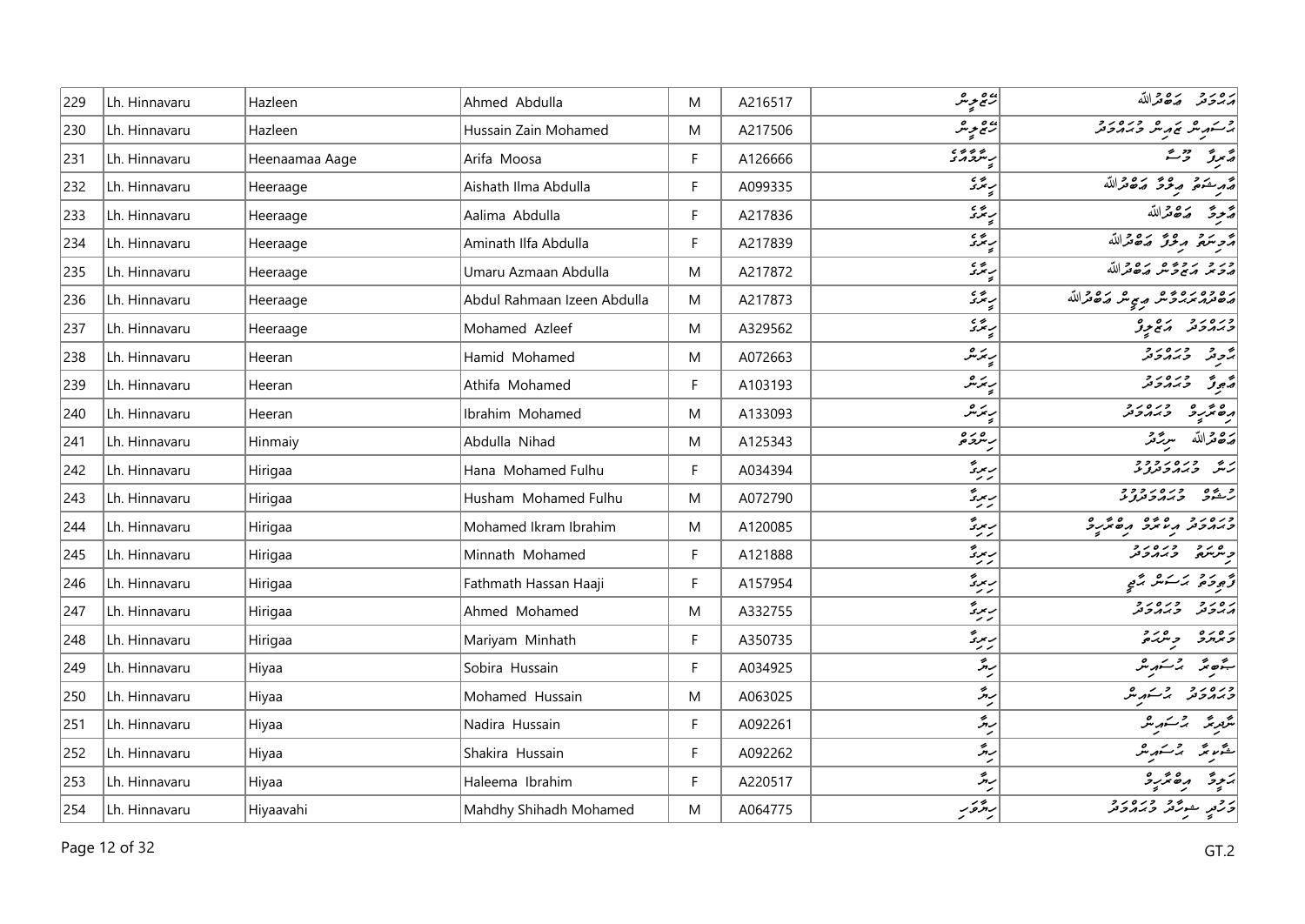| 229 | Lh. Hinnavaru | Hazleen | Ahmed Abdulla | M | A216517 | ހަޒްލީން | އަހުމަދު އަބްދުﷲ |
|---|---|---|---|---|---|---|---|
| 230 | Lh. Hinnavaru | Hazleen | Hussain Zain Mohamed | M | A217506 | ހަޒްލީން | ހުސައިން ޒައިން މުހައްމަދު |
| 231 | Lh. Hinnavaru | Heenaamaa Aage | Arifa Moosa | F | A126666 | ހީނާމާއާގެ | އާރިފާ މޫސާ |
| 232 | Lh. Hinnavaru | Heeraage | Aishath Ilma Abdulla | F | A099335 | ހީރާގެ | އާއިޝަތު އިލްމާ އަބްދުﷲ |
| 233 | Lh. Hinnavaru | Heeraage | Aalima Abdulla | F | A217836 | ހީރާގެ | އާލިމާ އަބްދުﷲ |
| 234 | Lh. Hinnavaru | Heeraage | Aminath Ilfa Abdulla | F | A217839 | ހީރާގެ | އާމިނަތު އިލްފާ އަބްދުﷲ |
| 235 | Lh. Hinnavaru | Heeraage | Umaru Azmaan Abdulla | M | A217872 | ހީރާގެ | އުމަރު އަޒްމާން އަބްދުﷲ |
| 236 | Lh. Hinnavaru | Heeraage | Abdul Rahmaan Izeen Abdulla | M | A217873 | ހީރާގެ | އަބްދުއްރަހްމާން އިޒީން އަބްދުﷲ |
| 237 | Lh. Hinnavaru | Heeraage | Mohamed Azleef | M | A329562 | ހީރާގެ | މުހައްމަދު އަޒްލީފް |
| 238 | Lh. Hinnavaru | Heeran | Hamid Mohamed | M | A072663 | ހީރަން | ހާމިދު މުހައްމަދު |
| 239 | Lh. Hinnavaru | Heeran | Athifa Mohamed | F | A103193 | ހީރަން | އާތިފާ މުހައްމަދު |
| 240 | Lh. Hinnavaru | Heeran | Ibrahim Mohamed | M | A133093 | ހީރަން | އިބްރާހިމް މުހައްމަދު |
| 241 | Lh. Hinnavaru | Hinmaiy | Abdulla Nihad | M | A125343 | ހިންމަތް | އަބްދުﷲ ނިހާދު |
| 242 | Lh. Hinnavaru | Hirigaa | Hana Mohamed Fulhu | F | A034394 | ހިރިގާ | ހަނާ މުހައްމަދުފުޅު |
| 243 | Lh. Hinnavaru | Hirigaa | Husham Mohamed Fulhu | M | A072790 | ހިރިގާ | ހުޝާމް މުހައްމަދުފުޅު |
| 244 | Lh. Hinnavaru | Hirigaa | Mohamed Ikram Ibrahim | M | A120085 | ހިރިގާ | މުހައްމަދު އިކްރާމް އިބްރާހިމް |
| 245 | Lh. Hinnavaru | Hirigaa | Minnath Mohamed | F | A121888 | ހިރިގާ | މިންނަތު މުހައްމަދު |
| 246 | Lh. Hinnavaru | Hirigaa | Fathmath Hassan Haaji | F | A157954 | ހިރިގާ | ފާތިމަތު ހަސަން ހާޖީ |
| 247 | Lh. Hinnavaru | Hirigaa | Ahmed Mohamed | M | A332755 | ހިރިގާ | އަހުމަދު މުހައްމަދު |
| 248 | Lh. Hinnavaru | Hirigaa | Mariyam Minhath | F | A350735 | ހިރިގާ | މަރިޔަމް މިންހަތު |
| 249 | Lh. Hinnavaru | Hiyaa | Sobira Hussain | F | A034925 | ހިޔާ | ސާބިރާ ހުސައިން |
| 250 | Lh. Hinnavaru | Hiyaa | Mohamed Hussain | M | A063025 | ހިޔާ | މުހައްމަދު ހުސައިން |
| 251 | Lh. Hinnavaru | Hiyaa | Nadira Hussain | F | A092261 | ހިޔާ | ނާދިރާ ހުސައިން |
| 252 | Lh. Hinnavaru | Hiyaa | Shakira Hussain | F | A092262 | ހިޔާ | ޝާކިރާ ހުސައިން |
| 253 | Lh. Hinnavaru | Hiyaa | Haleema Ibrahim | F | A220517 | ހިޔާ | ހަލީމާ އިބްރާހިމް |
| 254 | Lh. Hinnavaru | Hiyaavahi | Mahdhy Shihadh Mohamed | M | A064775 | ހިޔާވަހި | މަހްދީ ޝިހާދު މުހައްމަދު |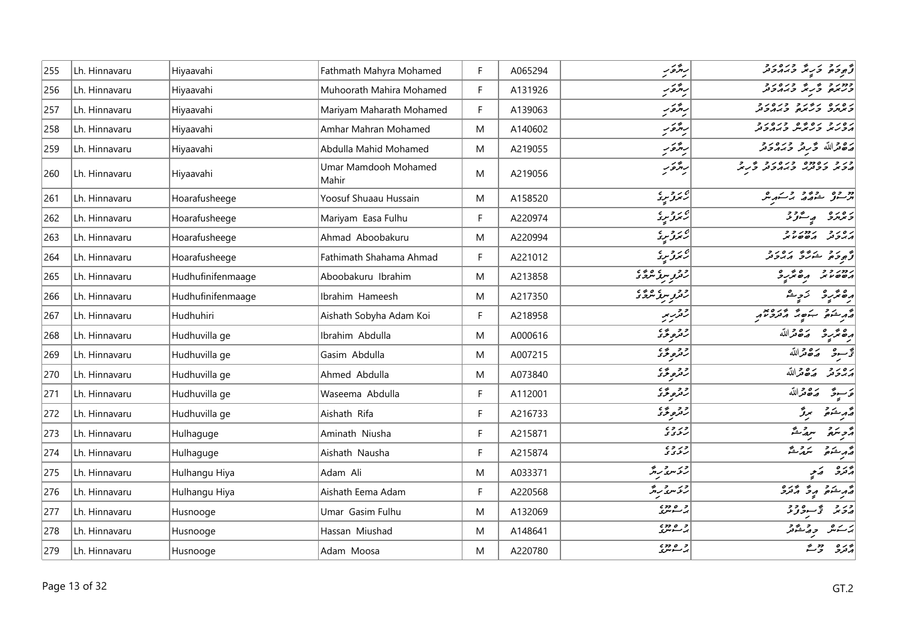| 255 | Lh. Hinnavaru | Hiyaavahi | Fathmath Mahyra Mohamed | F | A065294 | ހިޔާވަހި | ފާތިމަތު މަހިރާ މުހައްމަދު |
|---|---|---|---|---|---|---|---|
| 256 | Lh. Hinnavaru | Hiyaavahi | Muhoorath Mahira Mohamed | F | A131926 | ހިޔާވަހި | މުހޫރަތު މާހިރާ މުހައްމަދު |
| 257 | Lh. Hinnavaru | Hiyaavahi | Mariyam Maharath Mohamed | F | A139063 | ހިޔާވަހި | މަރިޔަމް މަހާރަތު މުހައްމަދު |
| 258 | Lh. Hinnavaru | Hiyaavahi | Amhar Mahran Mohamed | M | A140602 | ހިޔާވަހި | އަމްހަރު މަހްރާން މުހައްމަދު |
| 259 | Lh. Hinnavaru | Hiyaavahi | Abdulla Mahid Mohamed | M | A219055 | ހިޔާވަހި | އަބްދުﷲ މާހިދު މުހައްމަދު |
| 260 | Lh. Hinnavaru | Hiyaavahi | Umar Mamdooh Mohamed Mahir | M | A219056 | ހިޔާވަހި | އުމަރު މަމްދޫހް މުހައްމަދު މާހިރު |
| 261 | Lh. Hinnavaru | Hoarafusheege | Yoosuf Shuaau Hussain | M | A158520 | ހޯރަފުށީގެ | ޔޫސުފް ޝުޢާއު ހުސައިން |
| 262 | Lh. Hinnavaru | Hoarafusheege | Mariyam Easa Fulhu | F | A220974 | ހޯރަފުށީގެ | މަރިޔަމް ޢީސާފުޅު |
| 263 | Lh. Hinnavaru | Hoarafusheege | Ahmad Aboobakuru | M | A220994 | ހޯރަފުށީގެ | އަހްމަދު އަބޫބަކުރު |
| 264 | Lh. Hinnavaru | Hoarafusheege | Fathimath Shahama Ahmad | F | A221012 | ހޯރަފުށީގެ | ފާތިމަތު ޝަހާމާ އަހްމަދު |
| 265 | Lh. Hinnavaru | Hudhufinifenmaage | Aboobakuru Ibrahim | M | A213858 | ހުދުފިނިފެންމާގެ | އަބޫބަކުރު އިބްރާހީމް |
| 266 | Lh. Hinnavaru | Hudhufinifenmaage | Ibrahim Hameesh | M | A217350 | ހުދުފިނިފެންމާގެ | އިބްރާހީމް ހަމީޝް |
| 267 | Lh. Hinnavaru | Hudhuhiri | Aishath Sobyha Adam Koi | F | A218958 | ހުދުހިރި | އާއިޝަތު ސަބީހާ އާދަމްކޮއި |
| 268 | Lh. Hinnavaru | Hudhuvilla ge | Ibrahim Abdulla | M | A000616 | ހުދުވިލާގެ | އިބްރާހީމް އަބްދުﷲ |
| 269 | Lh. Hinnavaru | Hudhuvilla ge | Gasim Abdulla | M | A007215 | ހުދުވިލާގެ | ޤާސިމް އަބްދުﷲ |
| 270 | Lh. Hinnavaru | Hudhuvilla ge | Ahmed Abdulla | M | A073840 | ހުދުވިލާގެ | އަހުމަދު އަބްދުﷲ |
| 271 | Lh. Hinnavaru | Hudhuvilla ge | Waseema Abdulla | F | A112001 | ހުދުވިލާގެ | ވަސީމާ އަބްދުﷲ |
| 272 | Lh. Hinnavaru | Hudhuvilla ge | Aishath Rifa | F | A216733 | ހުދުވިލާގެ | އާއިޝަތު ރިފާ |
| 273 | Lh. Hinnavaru | Hulhaguge | Aminath Niusha | F | A215871 | ހުޅަގުގެ | އާމިނަތު ނިއުޝާ |
| 274 | Lh. Hinnavaru | Hulhaguge | Aishath Nausha | F | A215874 | ހުޅަގުގެ | އާއިޝަތު ނައުޝާ |
| 275 | Lh. Hinnavaru | Hulhangu Hiya | Adam Ali | M | A033371 | ހުޅަނގުހިޔާ | އާދަމް ޢަލި |
| 276 | Lh. Hinnavaru | Hulhangu Hiya | Aishath Eema Adam | F | A220568 | ހުޅަނގުހިޔާ | އާއިޝަތު އީމާ އާދަމް |
| 277 | Lh. Hinnavaru | Husnooge | Umar Gasim Fulhu | M | A132069 | ހުސްނޫގެ | އުމަރު ޤާސިމްފުޅު |
| 278 | Lh. Hinnavaru | Husnooge | Hassan Miushad | M | A148641 | ހުސްނޫގެ | ހަސަން މިޢުޝާދު |
| 279 | Lh. Hinnavaru | Husnooge | Adam Moosa | M | A220780 | ހުސްނޫގެ | އާދަމް މޫސާ |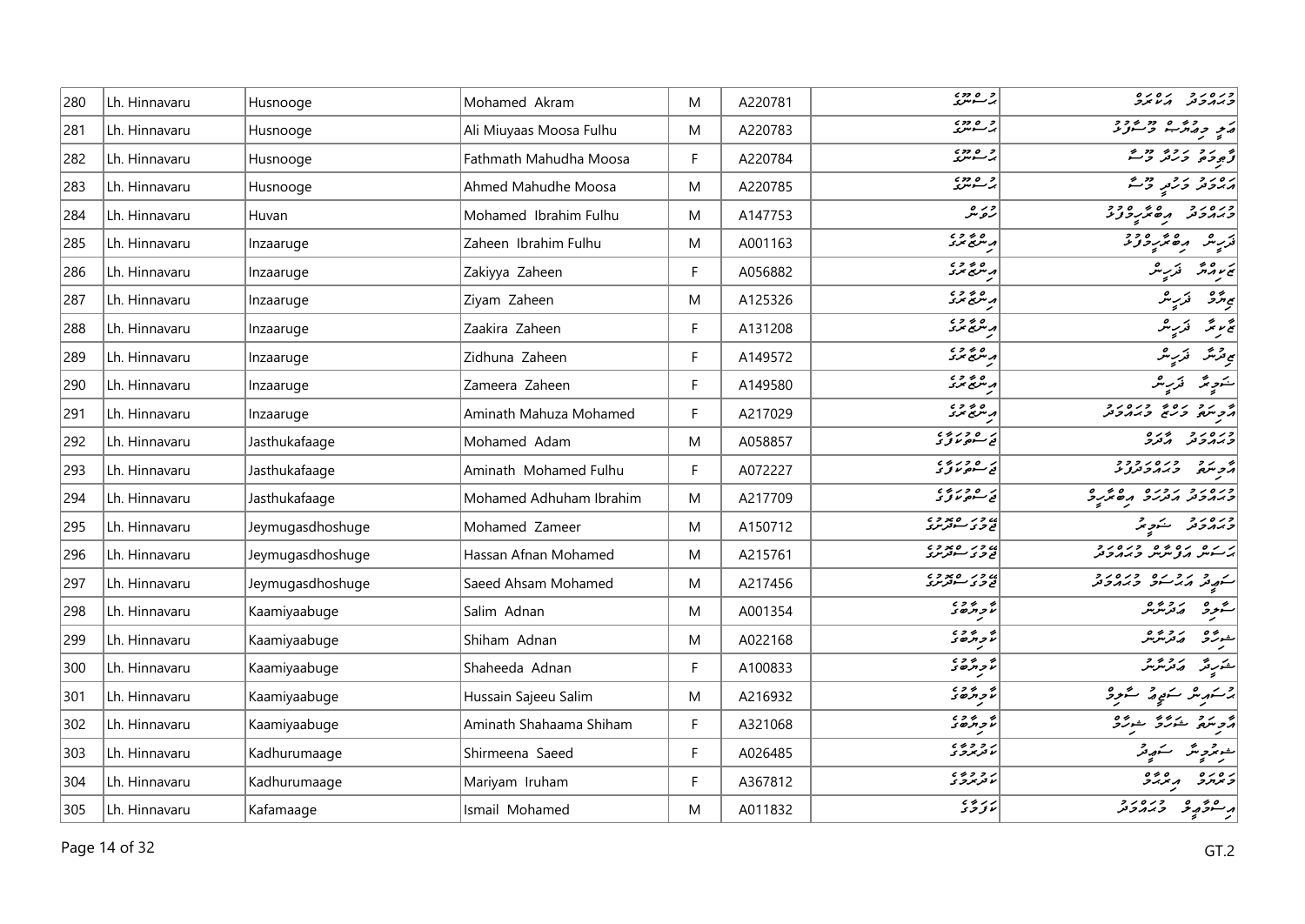| 280 | Lh. Hinnavaru | Husnooge | Mohamed Akram | M | A220781 | ހުސްނޫގެ | މުހައްމަދު އަކްރަމް |
|---|---|---|---|---|---|---|---|
| 281 | Lh. Hinnavaru | Husnooge | Ali Miuyaas Moosa Fulhu | M | A220783 | ހުސްނޫގެ | އަލި މިއުޔާސް މޫސާފުޅު |
| 282 | Lh. Hinnavaru | Husnooge | Fathmath Mahudha Moosa | F | A220784 | ހުސްނޫގެ | ފާތިމަތު މަހުދާ މޫސާ |
| 283 | Lh. Hinnavaru | Husnooge | Ahmed Mahudhe Moosa | M | A220785 | ހުސްނޫގެ | އަހުމަދު މަހުދީ މޫސާ |
| 284 | Lh. Hinnavaru | Huvan | Mohamed Ibrahim Fulhu | M | A147753 | ހުވަން | މުހައްމަދު އިބްރާހިމްފުޅު |
| 285 | Lh. Hinnavaru | Inzaaruge | Zaheen Ibrahim Fulhu | M | A001163 | އިންޒާރުގެ | ޒަހީން އިބްރާހިމްފުޅު |
| 286 | Lh. Hinnavaru | Inzaaruge | Zakiyya Zaheen | F | A056882 | އިންޒާރުގެ | ޒަކިއްޔާ ޒަހީން |
| 287 | Lh. Hinnavaru | Inzaaruge | Ziyam Zaheen | M | A125326 | އިންޒާރުގެ | ޒިޔާމް ޒަހީން |
| 288 | Lh. Hinnavaru | Inzaaruge | Zaakira Zaheen | F | A131208 | އިންޒާރުގެ | ޒާކިރާ ޒަހީން |
| 289 | Lh. Hinnavaru | Inzaaruge | Zidhuna Zaheen | F | A149572 | އިންޒާރުގެ | ޒިދުނާ ޒަހީން |
| 290 | Lh. Hinnavaru | Inzaaruge | Zameera Zaheen | F | A149580 | އިންޒާރުގެ | ސަމީރާ ޒަހީން |
| 291 | Lh. Hinnavaru | Inzaaruge | Aminath Mahuza Mohamed | F | A217029 | އިންޒާރުގެ | އާމިނަތު މަހުޒާ މުހައްމަދު |
| 292 | Lh. Hinnavaru | Jasthukafaage | Mohamed Adam | M | A058857 | ޖަސްތުކަފާގެ | މުހައްމަދު އާދަމް |
| 293 | Lh. Hinnavaru | Jasthukafaage | Aminath Mohamed Fulhu | F | A072227 | ޖަސްތުކަފާގެ | އާމިނަތު މުހައްމަދުފުޅު |
| 294 | Lh. Hinnavaru | Jasthukafaage | Mohamed Adhuham Ibrahim | M | A217709 | ޖަސްތުކަފާގެ | މުހައްމަދު އަދުހަމް އިބްރާހީމް |
| 295 | Lh. Hinnavaru | Jeymugasdhoshuge | Mohamed Zameer | M | A150712 | ޖޭމުގަސްދޮށުގެ | މުހައްމަދު ސަމީރު |
| 296 | Lh. Hinnavaru | Jeymugasdhoshuge | Hassan Afnan Mohamed | M | A215761 | ޖޭމުގަސްދޮށުގެ | ހަސަން އަފްނާން މުހައްމަދު |
| 297 | Lh. Hinnavaru | Jeymugasdhoshuge | Saeed Ahsam Mohamed | M | A217456 | ޖޭމުގަސްދޮށުގެ | ސައީދު އަހުސަމް މުހައްމަދު |
| 298 | Lh. Hinnavaru | Kaamiyaabuge | Salim Adnan | M | A001354 | ކާމިޔާބުގެ | ސާލިމް އަދުނާން |
| 299 | Lh. Hinnavaru | Kaamiyaabuge | Shiham Adnan | M | A022168 | ކާމިޔާބުގެ | ޝިހާމް އަދުނާން |
| 300 | Lh. Hinnavaru | Kaamiyaabuge | Shaheeda Adnan | F | A100833 | ކާމިޔާބުގެ | ޝަހީދާ އަދުނާން |
| 301 | Lh. Hinnavaru | Kaamiyaabuge | Hussain Sajeeu Salim | M | A216932 | ކާމިޔާބުގެ | ހުސައިން ސަޖީއު ސާލިމް |
| 302 | Lh. Hinnavaru | Kaamiyaabuge | Aminath Shahaama Shiham | F | A321068 | ކާމިޔާބުގެ | އާމިނަތު ޝަހާމާ ޝިހާމް |
| 303 | Lh. Hinnavaru | Kadhurumaage | Shirmeena Saeed | F | A026485 | ކަދުރުމާގެ | ޝިރުމީނާ ސައީދު |
| 304 | Lh. Hinnavaru | Kadhurumaage | Mariyam Iruham | F | A367812 | ކަދުރުމާގެ | މަރިޔަމް އިރުހާމް |
| 305 | Lh. Hinnavaru | Kafamaage | Ismail Mohamed | M | A011832 | ކަފަމާގެ | އިސްމާއީލް މުހައްމަދު |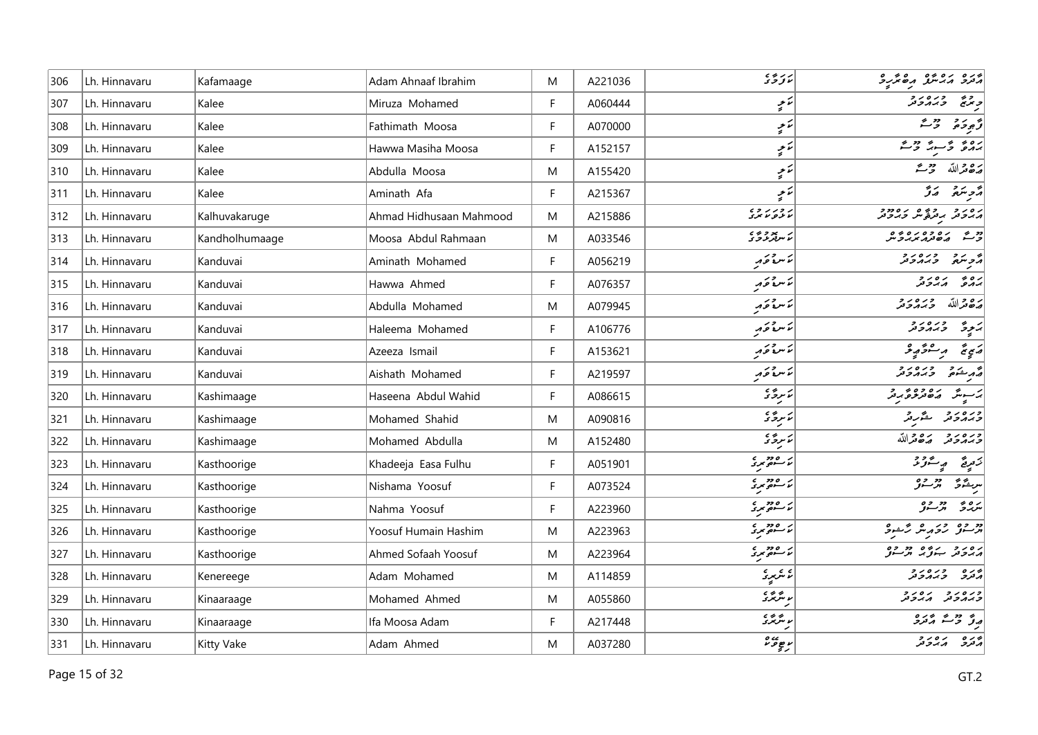| 306 | Lh. Hinnavaru | Kafamaage | Adam Ahnaaf Ibrahim | M | A221036 | ކަފަމާގެ | އާދަމް އަހްނާފް އިބްރާހީމް |
|---|---|---|---|---|---|---|---|
| 307 | Lh. Hinnavaru | Kalee | Miruza Mohamed | F | A060444 | ކަލީ | މިރުޒާ މުހައްމަދު |
| 308 | Lh. Hinnavaru | Kalee | Fathimath Moosa | F | A070000 | ކަލީ | ފާތިމަތު މޫސާ |
| 309 | Lh. Hinnavaru | Kalee | Hawwa Masiha Moosa | F | A152157 | ކަލީ | ހައްވާ މާސިހާ މޫސާ |
| 310 | Lh. Hinnavaru | Kalee | Abdulla Moosa | M | A155420 | ކަލީ | އަބްދުﷲ މޫސާ |
| 311 | Lh. Hinnavaru | Kalee | Aminath Afa | F | A215367 | ކަލީ | އާމިނަތު އަފާ |
| 312 | Lh. Hinnavaru | Kalhuvakaruge | Ahmad Hidhusaan Mahmood | M | A215886 | ކަޅުވަކަރުގެ | އަޙްމަދު ހިދުށާން މަޙްމޫދު |
| 313 | Lh. Hinnavaru | Kandholhumaage | Moosa Abdul Rahmaan | M | A033546 | ކަނޑޮޅުމާގެ | މޫސާ އަބްދުއްރަޙްމާން |
| 314 | Lh. Hinnavaru | Kanduvai | Aminath Mohamed | F | A056219 | ކަނޑުވައި | އާމިނަތު މުހައްމަދު |
| 315 | Lh. Hinnavaru | Kanduvai | Hawwa Ahmed | F | A076357 | ކަނޑުވައި | ހައްވާ އަހުމަދު |
| 316 | Lh. Hinnavaru | Kanduvai | Abdulla Mohamed | M | A079945 | ކަނޑުވައި | އަބްދުﷲ މުހައްމަދު |
| 317 | Lh. Hinnavaru | Kanduvai | Haleema Mohamed | F | A106776 | ކަނޑުވައި | ހަލީމާ މުހައްމަދު |
| 318 | Lh. Hinnavaru | Kanduvai | Azeeza Ismail | F | A153621 | ކަނޑުވައި | އަޒީޒާ އިސްމާއިލް |
| 319 | Lh. Hinnavaru | Kanduvai | Aishath Mohamed | F | A219597 | ކަނޑުވައި | އާއިޝަތު މުހައްމަދު |
| 320 | Lh. Hinnavaru | Kashimaage | Haseena Abdul Wahid | F | A086615 | ކަށިމާގެ | ހަސީނާ އަބްދުލްވާހިދު |
| 321 | Lh. Hinnavaru | Kashimaage | Mohamed Shahid | M | A090816 | ކަށިމާގެ | މުހައްމަދު ޝާހިދު |
| 322 | Lh. Hinnavaru | Kashimaage | Mohamed Abdulla | M | A152480 | ކަށިމާގެ | މުހައްމަދު އަބްދުﷲ |
| 323 | Lh. Hinnavaru | Kasthoorige | Khadeeja Easa Fulhu | F | A051901 | ކަސްތޫރިގެ | ޚަދީޖާ އީސާފުޅު |
| 324 | Lh. Hinnavaru | Kasthoorige | Nishama Yoosuf | F | A073524 | ކަސްތޫރިގެ | ނިޝާމާ ޔޫސުފް |
| 325 | Lh. Hinnavaru | Kasthoorige | Nahma Yoosuf | F | A223960 | ކަސްތޫރިގެ | ނަހްމާ ޔޫސުފް |
| 326 | Lh. Hinnavaru | Kasthoorige | Yoosuf Humain Hashim | M | A223963 | ކަސްތޫރިގެ | ޔޫސުފް ހުމައިން ހާޝިމް |
| 327 | Lh. Hinnavaru | Kasthoorige | Ahmed Sofaah Yoosuf | M | A223964 | ކަސްތޫރިގެ | އަހުމަދު ސޯފާހް ޔޫސުފް |
| 328 | Lh. Hinnavaru | Kenereege | Adam Mohamed | M | A114859 | ކެނެރީގެ | އާދަމް މުހައްމަދު |
| 329 | Lh. Hinnavaru | Kinaaraage | Mohamed Ahmed | M | A055860 | ކިނާރާގެ | މުހައްމަދު އަހުމަދު |
| 330 | Lh. Hinnavaru | Kinaaraage | Ifa Moosa Adam | F | A217448 | ކިނާރާގެ | އިފާ މޫސާ އާދަމް |
| 331 | Lh. Hinnavaru | Kitty Vake | Adam Ahmed | M | A037280 | ކިޓީވޭކް | އާދަމް އަހުމަދު |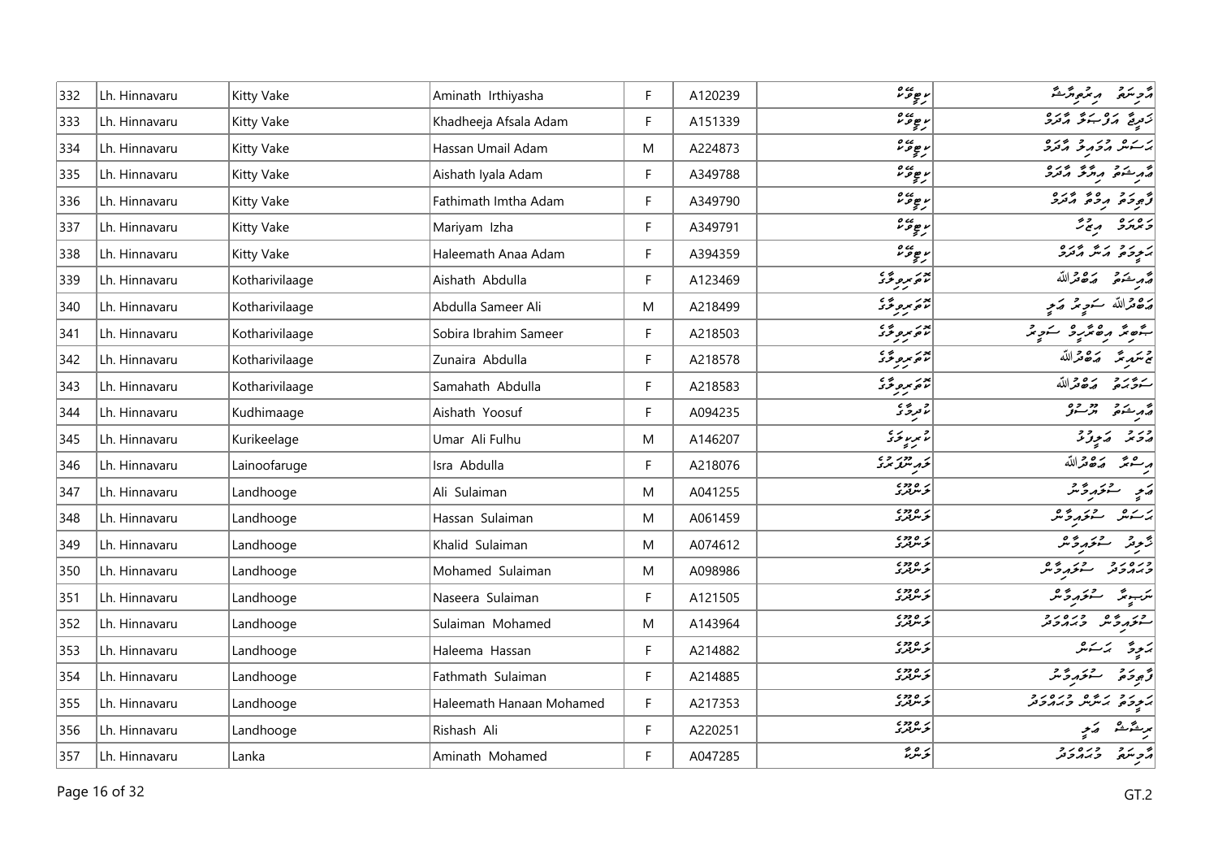| 332 | Lh. Hinnavaru | Kitty Vake | Aminath Irthiyasha | F | A120239 | ޅިޓީވޭކް | އާމިނަތު އިރުތިޔާޝާ |
|---|---|---|---|---|---|---|---|
| 333 | Lh. Hinnavaru | Kitty Vake | Khadheeja Afsala Adam | F | A151339 | ޅިޓީވޭކް | ޚަދީޖާ އަފްސަލާ އާދަމް |
| 334 | Lh. Hinnavaru | Kitty Vake | Hassan Umail Adam | M | A224873 | ޅިޓީވޭކް | ހަސަން އުމައިލް އާދަމް |
| 335 | Lh. Hinnavaru | Kitty Vake | Aishath Iyala Adam | F | A349788 | ޅިޓީވޭކް | އާއިޝަތު އިޔާލާ އާދަމް |
| 336 | Lh. Hinnavaru | Kitty Vake | Fathimath Imtha Adam | F | A349790 | ޅިޓީވޭކް | ފާތިމަތު އިމްތާ އާދަމް |
| 337 | Lh. Hinnavaru | Kitty Vake | Mariyam Izha | F | A349791 | ޅިޓީވޭކް | މަރިޔަމް އިޒްހާ |
| 338 | Lh. Hinnavaru | Kitty Vake | Haleemath Anaa Adam | F | A394359 | ޅިޓީވޭކް | ހަލީމަތު އަނާ އާދަމް |
| 339 | Lh. Hinnavaru | Kotharivilaage | Aishath Abdulla | F | A123469 | ކޮތަރިވިލާގެ | އާއިޝަތު އަބްދުﷲ |
| 340 | Lh. Hinnavaru | Kotharivilaage | Abdulla Sameer Ali | M | A218499 | ކޮތަރިވިލާގެ | އަބްދުﷲ ސަމީރު އަލި |
| 341 | Lh. Hinnavaru | Kotharivilaage | Sobira Ibrahim Sameer | F | A218503 | ކޮތަރިވިލާގެ | ސާބިރާ އިބްރާހީމް ސަމީރު |
| 342 | Lh. Hinnavaru | Kotharivilaage | Zunaira Abdulla | F | A218578 | ކޮތަރިވިލާގެ | ޒުނައިރާ އަބްދުﷲ |
| 343 | Lh. Hinnavaru | Kotharivilaage | Samahath Abdulla | F | A218583 | ކޮތަރިވިލާގެ | ސަމާހަތު އަބްދުﷲ |
| 344 | Lh. Hinnavaru | Kudhimaage | Aishath Yoosuf | F | A094235 | ކުދިމާގެ | އާއިޝަތު ޔޫސުފު |
| 345 | Lh. Hinnavaru | Kurikeelage | Umar Ali Fulhu | M | A146207 | ކުރިކީލަގެ | އުމަރު އަލިފުޅު |
| 346 | Lh. Hinnavaru | Lainoofaruge | Isra Abdulla | F | A218076 | ލައިނޫފަރުގެ | އިސްރާ އަބްދުﷲ |
| 347 | Lh. Hinnavaru | Landhooge | Ali Sulaiman | M | A041255 | ލަނދޫގެ | އަލި ސުލައިމާން |
| 348 | Lh. Hinnavaru | Landhooge | Hassan Sulaiman | M | A061459 | ލަނދޫގެ | ހަސަން ސުލައިމާން |
| 349 | Lh. Hinnavaru | Landhooge | Khalid Sulaiman | M | A074612 | ލަނދޫގެ | ޚާލިދު ސުލައިމާން |
| 350 | Lh. Hinnavaru | Landhooge | Mohamed Sulaiman | M | A098986 | ލަނދޫގެ | މުހައްމަދު ސުލައިމާން |
| 351 | Lh. Hinnavaru | Landhooge | Naseera Sulaiman | F | A121505 | ލަނދޫގެ | ނަސީރާ ސުލައިމާން |
| 352 | Lh. Hinnavaru | Landhooge | Sulaiman Mohamed | M | A143964 | ލަނދޫގެ | ސުލައިމާން މުހައްމަދު |
| 353 | Lh. Hinnavaru | Landhooge | Haleema Hassan | F | A214882 | ލަނދޫގެ | ހަލީމާ ހަސަން |
| 354 | Lh. Hinnavaru | Landhooge | Fathmath Sulaiman | F | A214885 | ލަނދޫގެ | ފާތިމަތު ސުލައިމާން |
| 355 | Lh. Hinnavaru | Landhooge | Haleemath Hanaan Mohamed | F | A217353 | ލަނދޫގެ | ހަލީމަތު ހަނާން މުހައްމަދު |
| 356 | Lh. Hinnavaru | Landhooge | Rishash Ali | F | A220251 | ލަނދޫގެ | ރިޝާޝް އަލި |
| 357 | Lh. Hinnavaru | Lanka | Aminath Mohamed | F | A047285 | ލަންކާ | އާމިނަތު މުހައްމަދު |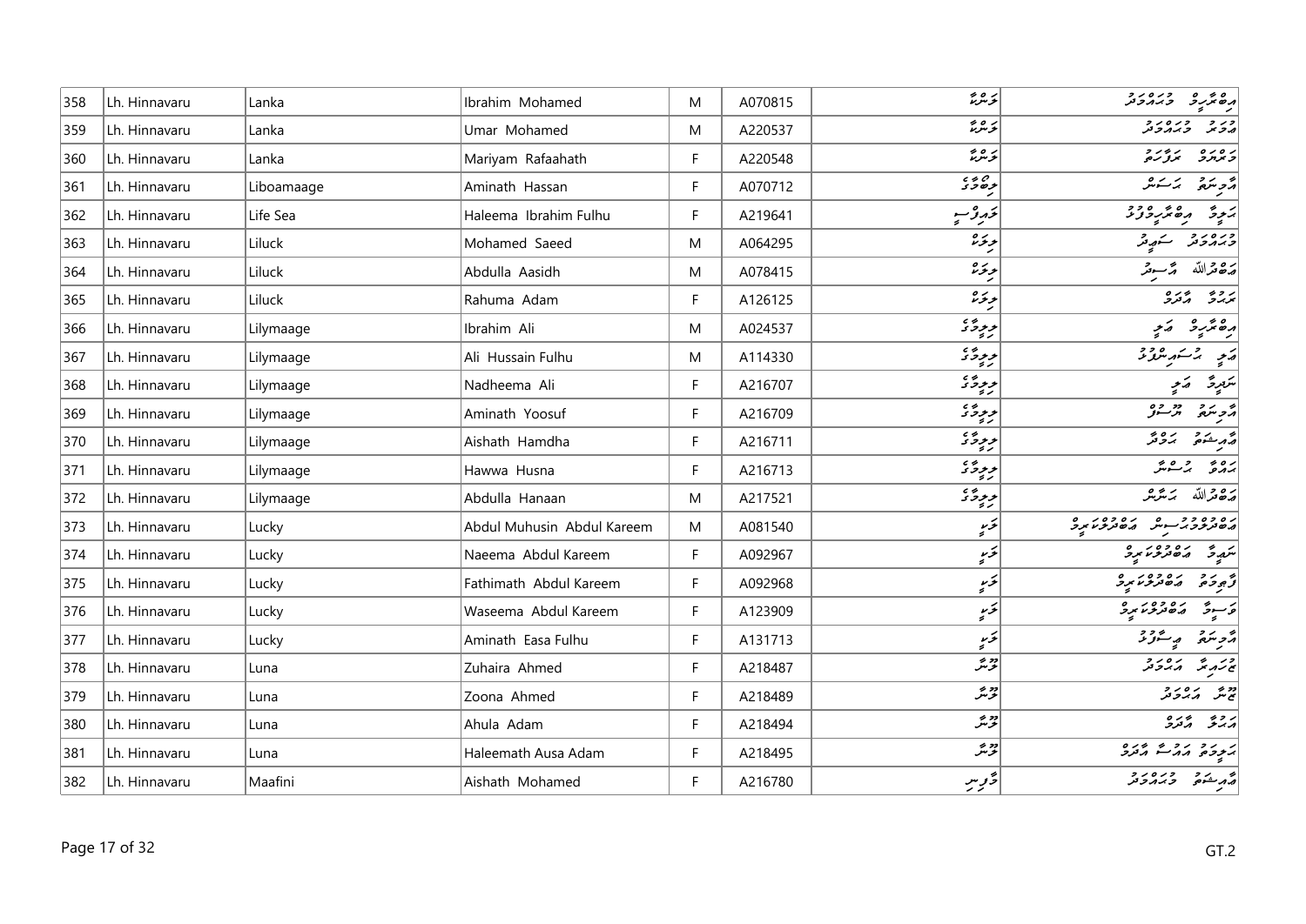| 358 | Lh. Hinnavaru | Lanka | Ibrahim Mohamed | M | A070815 | ލަންކާ | އިބްރާހީމް މުޙައްމަދު |
|---|---|---|---|---|---|---|---|
| 359 | Lh. Hinnavaru | Lanka | Umar Mohamed | M | A220537 | ލަންކާ | ޢުމަރު މުޙައްމަދު |
| 360 | Lh. Hinnavaru | Lanka | Mariyam Rafaahath | F | A220548 | ލަންކާ | މަރިޔަމް ރަފާހަތު |
| 361 | Lh. Hinnavaru | Liboamaage | Aminath Hassan | F | A070712 | ލިބޯމާގެ | އާމިނަތު ހަސަން |
| 362 | Lh. Hinnavaru | Life Sea | Haleema Ibrahim Fulhu | F | A219641 | ލައިފްސީ | ހަލީމާ އިބްރާހީމްފުޅު |
| 363 | Lh. Hinnavaru | Liluck | Mohamed Saeed | M | A064295 | ލިލަކް | މުޙައްމަދު ސަޢީދު |
| 364 | Lh. Hinnavaru | Liluck | Abdulla Aasidh | M | A078415 | ލިލަކް | އަބްދުﷲ އާސިދު |
| 365 | Lh. Hinnavaru | Liluck | Rahuma Adam | F | A126125 | ލިލަކް | ރަހުމާ އާދަމް |
| 366 | Lh. Hinnavaru | Lilymaage | Ibrahim Ali | M | A024537 | ލިލީމާގެ | އިބްރާހީމް ޢަލީ |
| 367 | Lh. Hinnavaru | Lilymaage | Ali Hussain Fulhu | M | A114330 | ލިލީމާގެ | ޢަލީ ހުސައިންފުޅު |
| 368 | Lh. Hinnavaru | Lilymaage | Nadheema Ali | F | A216707 | ލިލީމާގެ | ނަދީމާ ޢަލީ |
| 369 | Lh. Hinnavaru | Lilymaage | Aminath Yoosuf | F | A216709 | ލިލީމާގެ | އާމިނަތު ޔޫސުފު |
| 370 | Lh. Hinnavaru | Lilymaage | Aishath Hamdha | F | A216711 | ލިލީމާގެ | ޢާއިޝަތު ހަމްދާ |
| 371 | Lh. Hinnavaru | Lilymaage | Hawwa Husna | F | A216713 | ލިލީމާގެ | ހައްވާ ހުސްނާ |
| 372 | Lh. Hinnavaru | Lilymaage | Abdulla Hanaan | M | A217521 | ލިލީމާގެ | އަބްދުﷲ ހަނާން |
| 373 | Lh. Hinnavaru | Lucky | Abdul Muhusin Abdul Kareem | M | A081540 | ލަކީ | އަބްދުލްމުހުސިން އަބްދުލްކަރީމް |
| 374 | Lh. Hinnavaru | Lucky | Naeema Abdul Kareem | F | A092967 | ލަކީ | ނަޢީމާ އަބްދުލްކަރީމް |
| 375 | Lh. Hinnavaru | Lucky | Fathimath Abdul Kareem | F | A092968 | ލަކީ | ފާތިމަތު އަބްދުލްކަރީމް |
| 376 | Lh. Hinnavaru | Lucky | Waseema Abdul Kareem | F | A123909 | ލަކީ | ވަސީމާ އަބްދުލްކަރީމް |
| 377 | Lh. Hinnavaru | Lucky | Aminath Easa Fulhu | F | A131713 | ލަކީ | އާމިނަތު ޢީސާފުޅު |
| 378 | Lh. Hinnavaru | Luna | Zuhaira Ahmed | F | A218487 | ލޫނާ | ޒުހައިރާ އަޙްމަދު |
| 379 | Lh. Hinnavaru | Luna | Zoona Ahmed | F | A218489 | ލޫނާ | ޒޫނާ އަޙްމަދު |
| 380 | Lh. Hinnavaru | Luna | Ahula Adam | F | A218494 | ލޫނާ | އަހުލާ އާދަމް |
| 381 | Lh. Hinnavaru | Luna | Haleemath Ausa Adam | F | A218495 | ލޫނާ | ހަލީމަތު އައުސާ އާދަމް |
| 382 | Lh. Hinnavaru | Maafini | Aishath Mohamed | F | A216780 | މާފިނި | ޢާއިޝަތު މުޙައްމަދު |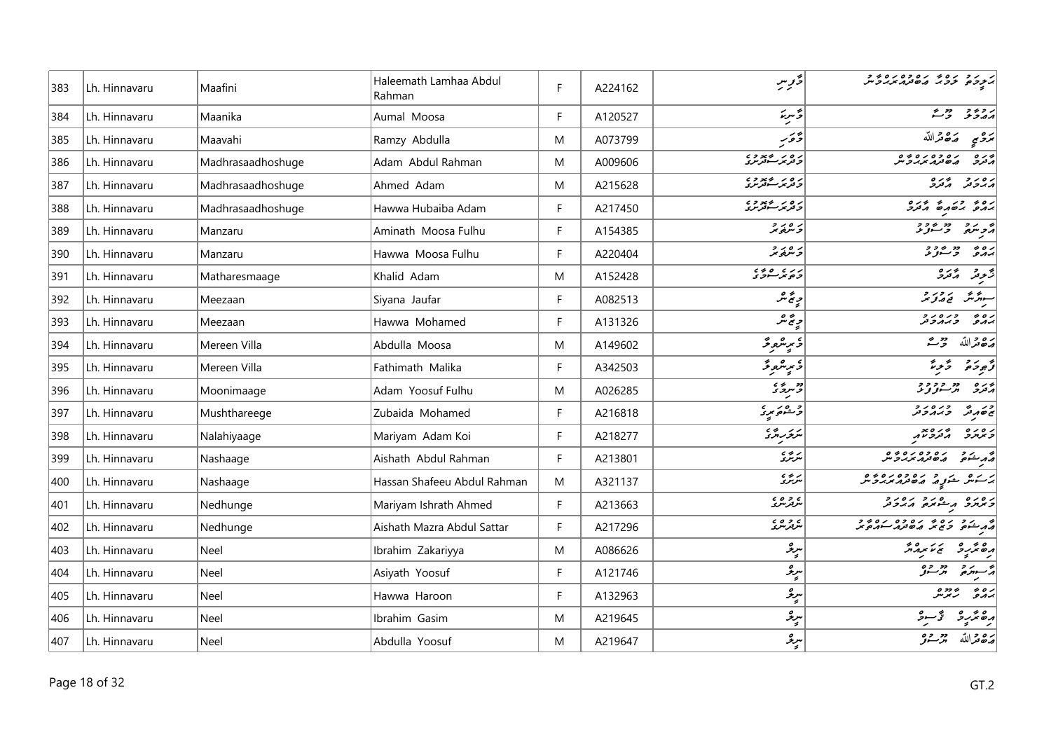| 383 | Lh. Hinnavaru | Maafini | Haleemath Lamhaa Abdul Rahman | F | A224162 | މާފިނި | ހަލީމަތު ލަމްހާ އަބްދުއްރަޙްމާން |
|---|---|---|---|---|---|---|---|
| 384 | Lh. Hinnavaru | Maanika | Aumal Moosa | F | A120527 | މާނިކަ | އައުމަލް މޫސާ |
| 385 | Lh. Hinnavaru | Maavahi | Ramzy Abdulla | M | A073799 | މާވަހި | ރަމްޒީ އަބްދުﷲ |
| 386 | Lh. Hinnavaru | Madhrasaadhoshuge | Adam Abdul Rahman | M | A009606 | މަދްރަސާދޮށުގެ | އާދަމް އަބްދުއްރަޙްމާން |
| 387 | Lh. Hinnavaru | Madhrasaadhoshuge | Ahmed Adam | M | A215628 | މަދްރަސާދޮށުގެ | އަޙްމަދު އާދަމް |
| 388 | Lh. Hinnavaru | Madhrasaadhoshuge | Hawwa Hubaiba Adam | F | A217450 | މަދްރަސާދޮށުގެ | ހައްވާ ހުބައިބާ އާދަމް |
| 389 | Lh. Hinnavaru | Manzaru | Aminath Moosa Fulhu | F | A154385 | މަންޒަރު | އާމިނަތު މޫސާފުޅު |
| 390 | Lh. Hinnavaru | Manzaru | Hawwa Moosa Fulhu | F | A220404 | މަންޒަރު | ހައްވާ މޫސާފުޅު |
| 391 | Lh. Hinnavaru | Matharesmaage | Khalid Adam | M | A152428 | މަތަރެސްމާގެ | ޚާލިދު އާދަމް |
| 392 | Lh. Hinnavaru | Meezaan | Siyana Jaufar | F | A082513 | މީޒާން | ސިޔާނާ ޖައުފަރު |
| 393 | Lh. Hinnavaru | Meezaan | Hawwa Mohamed | F | A131326 | މީޒާން | ހައްވާ މުޙައްމަދު |
| 394 | Lh. Hinnavaru | Mereen Villa | Abdulla Moosa | M | A149602 | މެރީންވިލާ | އަބްދުﷲ މޫސާ |
| 395 | Lh. Hinnavaru | Mereen Villa | Fathimath Malika | F | A342503 | މެރީންވިލާ | ފާތިމަތު މާލިކާ |
| 396 | Lh. Hinnavaru | Moonimaage | Adam Yoosuf Fulhu | M | A026285 | މޫނިމާގެ | އާދަމް ޔޫސުފުފުޅު |
| 397 | Lh. Hinnavaru | Mushthareege | Zubaida Mohamed | F | A216818 | މުޝްތަރީގެ | ޒުބައިދާ މުޙައްމަދު |
| 398 | Lh. Hinnavaru | Nalahiyaage | Mariyam Adam Koi | F | A218277 | ނަލަހިޔާގެ | މަރިޔަމް އާދަމްކޮއި |
| 399 | Lh. Hinnavaru | Nashaage | Aishath Abdul Rahman | F | A213801 | ނަޝާގެ | އާއިޝަތު އަބްދުއްރަޙްމާން |
| 400 | Lh. Hinnavaru | Nashaage | Hassan Shafeeu Abdul Rahman | M | A321137 | ނަޝާގެ | ހަސަން ޝަފީޢު އަބްދުއްރަޙްމާން |
| 401 | Lh. Hinnavaru | Nedhunge | Mariyam Ishrath Ahmed | F | A213663 | ނެދުންގެ | މަރިޔަމް އިޝްރަތު އަޙްމަދު |
| 402 | Lh. Hinnavaru | Nedhunge | Aishath Mazra Abdul Sattar | F | A217296 | ނެދުންގެ | އާއިޝަތު މަޒްރާ އަބްދުއްސައްތާރު |
| 403 | Lh. Hinnavaru | Neel | Ibrahim Zakariyya | M | A086626 | ނީލް | އިބްރާހީމް ޒަކަރިއްޔާ |
| 404 | Lh. Hinnavaru | Neel | Asiyath Yoosuf | F | A121746 | ނީލް | އާސިޔަތު ޔޫސުފް |
| 405 | Lh. Hinnavaru | Neel | Hawwa Haroon | F | A132963 | ނީލް | ހައްވާ ހާރޫން |
| 406 | Lh. Hinnavaru | Neel | Ibrahim Gasim | M | A219645 | ނީލް | އިބްރާހީމް ޤާސިމް |
| 407 | Lh. Hinnavaru | Neel | Abdulla Yoosuf | M | A219647 | ނީލް | އަބްދުﷲ ޔޫސުފް |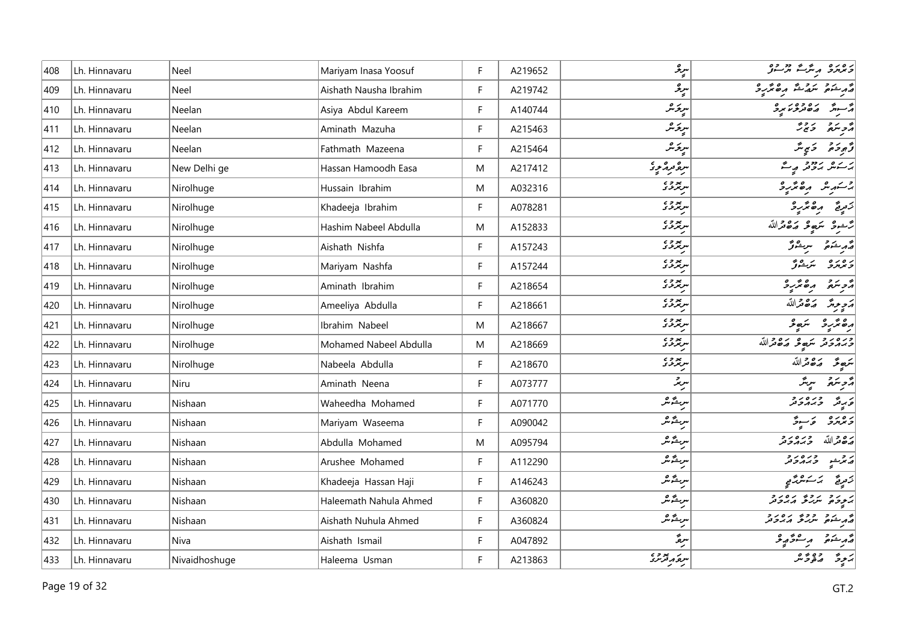| 408 | Lh. Hinnavaru | Neel | Mariyam Inasa Yoosuf | F | A219652 | سِرِوْ | وَحْمَرَدْ مِسَّرَسَّ مِرْسِوْ |
|---|---|---|---|---|---|---|---|
| 409 | Lh. Hinnavaru | Neel | Aishath Nausha Ibrahim | F | A219742 | سِرِوْ | مَّ مِرْ شَوَ سَمَ شَ مِرْ صَمَرِ دِ |
| 410 | Lh. Hinnavaru | Neelan | Asiya Abdul Kareem | F | A140744 | سِرِوَسْ | مَّ سِرَ مَ صَ مَرْ وَ مَ سِرِ دِ |
| 411 | Lh. Hinnavaru | Neelan | Aminath Mazuha | F | A215463 | سِرِوَسْ | مَّ دِ سَرَ وَ دَ يَ رَ |
| 412 | Lh. Hinnavaru | Neelan | Fathmath Mazeena | F | A215464 | سِرِوَسْ | وَّ جِ دَ وَ دَ يِ سَ |
| 413 | Lh. Hinnavaru | New Delhi ge | Hassan Hamoodh Easa | M | A217412 | سِرْ وْ مِرْ وْ دِ دْ | بَرَ سَ سْ بَرْ دْ وْ مِ سَ |
| 414 | Lh. Hinnavaru | Nirolhuge | Hussain Ibrahim | M | A032316 | سِرِ يَرْ وْ دْ | بُرْ سَ مِرْ سْ مِرْ صَ مَرِ دِ |
| 415 | Lh. Hinnavaru | Nirolhuge | Khadeeja Ibrahim | F | A078281 | سِرِ يَرْ وْ دْ | زَ مِرِ يَ مِرْ صَ مَرِ دِ |
| 416 | Lh. Hinnavaru | Nirolhuge | Hashim Nabeel Abdulla | M | A152833 | سِرِ يَرْ وْ دْ | رَّ شِ وْ سَرَ صِ وْ مَ صَ قَرْ اللّه |
| 417 | Lh. Hinnavaru | Nirolhuge | Aishath Nishfa | F | A157243 | سِرِ يَرْ وْ دْ | مَّ مِرْ شَ وَ سِرِ شْ وَّ |
| 418 | Lh. Hinnavaru | Nirolhuge | Mariyam Nashfa | F | A157244 | سِرِ يَرْ وْ دْ | وَ صْ مَرْ وْ سَرَ شْ وَّ |
| 419 | Lh. Hinnavaru | Nirolhuge | Aminath Ibrahim | F | A218654 | سِرِ يَرْ وْ دْ | مَّ دِ سَرَ وْ مِرْ صَ مَرِ دِ |
| 420 | Lh. Hinnavaru | Nirolhuge | Ameeliya Abdulla | F | A218661 | سِرِ يَرْ وْ دْ | مَ دِ دِ مَّ مَ صَ قَرْ اللّه |
| 421 | Lh. Hinnavaru | Nirolhuge | Ibrahim Nabeel | M | A218667 | سِرِ يَرْ وْ دْ | مِرْ صَ مَرِ دِ سَرَ صِ وْ |
| 422 | Lh. Hinnavaru | Nirolhuge | Mohamed Nabeel Abdulla | M | A218669 | سِرِ يَرْ وْ دْ | وْ بَرَ مْ وَ وْ سَرَ صِ وْ مَ صَ قَرْ اللّه |
| 423 | Lh. Hinnavaru | Nirolhuge | Nabeela Abdulla | F | A218670 | سِرِ يَرْ وْ دْ | سَرَ صِ وَّ مَ صَ قَرْ اللّه |
| 424 | Lh. Hinnavaru | Niru | Aminath Neena | F | A073777 | سِرِ وْ | مَّ دِ سَرَ وْ سِرِ سَّ |
| 425 | Lh. Hinnavaru | Nishaan | Waheedha Mohamed | F | A071770 | سِرِ شَّ سْ | وَ بِرِ مَّ وْ بَرَ مْ وَ وْ |
| 426 | Lh. Hinnavaru | Nishaan | Mariyam Waseema | F | A090042 | سِرِ شَّ سْ | وَ صْ مَرْ وْ وَ سِ وَّ |
| 427 | Lh. Hinnavaru | Nishaan | Abdulla Mohamed | M | A095794 | سِرِ شَّ سْ | مَ صَ قَرْ اللّه وْ بَرَ مْ وَ وْ |
| 428 | Lh. Hinnavaru | Nishaan | Arushee Mohamed | F | A112290 | سِرِ شَّ سْ | مَ بُرْ شِ وْ بَرَ مْ وَ وْ |
| 429 | Lh. Hinnavaru | Nishaan | Khadeeja Hassan Haji | F | A146243 | سِرِ شَّ سْ | زَ مِرِ يَ بَرَ سَ سْ بَرَّ يِ |
| 430 | Lh. Hinnavaru | Nishaan | Haleemath Nahula Ahmed | F | A360820 | سِرِ شَّ سْ | بَرِ دِ وَ وْ سَرَ رْ وَّ مَ بْ وَ وْ |
| 431 | Lh. Hinnavaru | Nishaan | Aishath Nuhula Ahmed | F | A360824 | سِرِ شَّ سْ | مَّ مِرْ شَ وَ سُرُ رْ وَّ مَ بْ وَ وْ |
| 432 | Lh. Hinnavaru | Niva | Aishath Ismail | F | A047892 | سِرِ وَّ | مَّ مِرْ شَ وَ مِرْ سْ وَّ مِرِ وْ |
| 433 | Lh. Hinnavaru | Nivaidhoshuge | Haleema Usman | F | A213863 | سِرِ وَ مِرْ قَرْ سُرْ دْ | بَرِ وَّ مُ صْ وَّ سْ |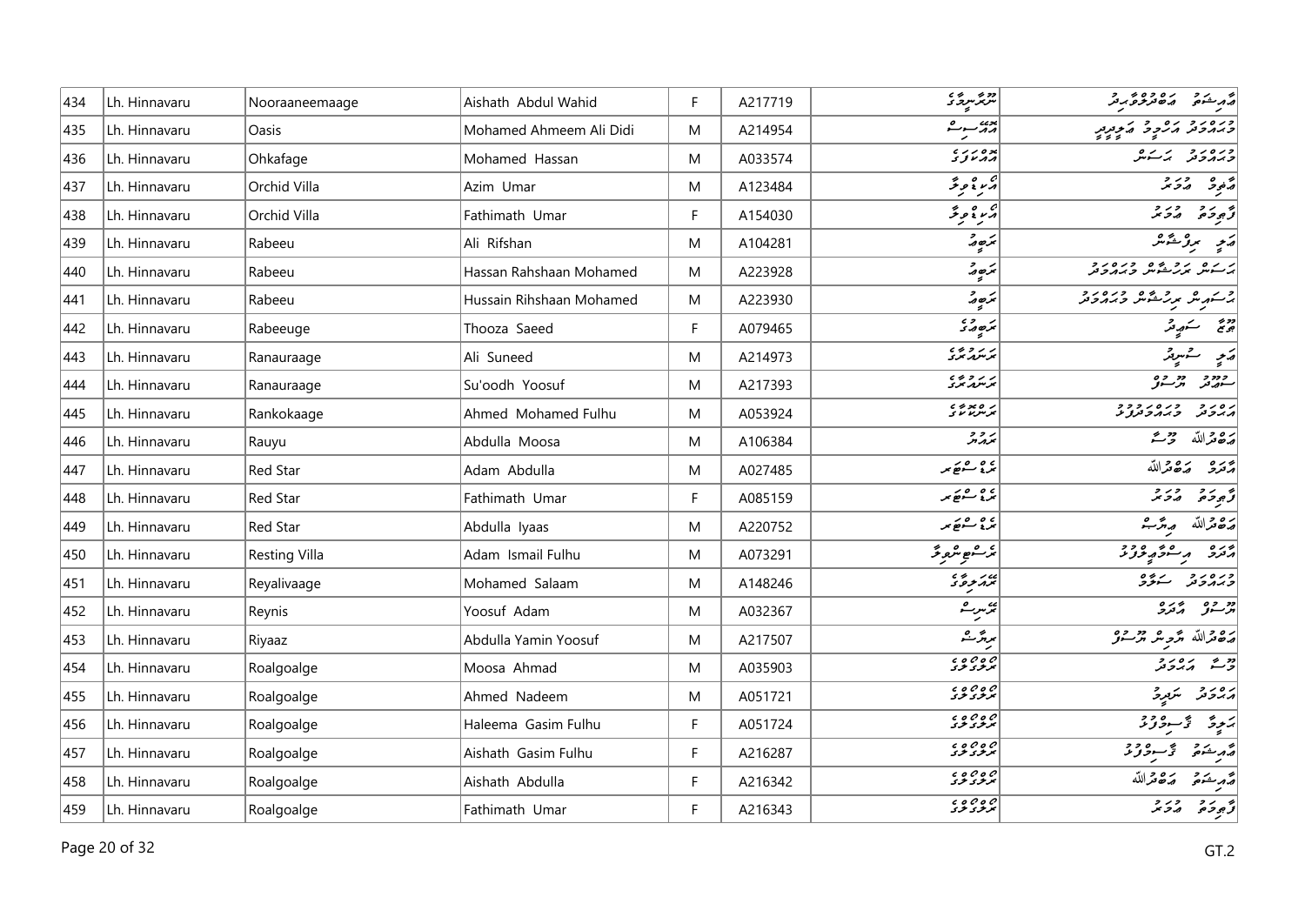| 434 | Lh. Hinnavaru | Nooraaneemaage | Aishath Abdul Wahid | F | A217719 | ނޫރާނީމާގެ | އައިޝަތު އަބްދުލްވާހިދު |
|---|---|---|---|---|---|---|---|
| 435 | Lh. Hinnavaru | Oasis | Mohamed Ahmeem Ali Didi | M | A214954 | އޯއޭސިސް | މުޙައްމަދު އަޙްމީމް އަލީދީދީ |
| 436 | Lh. Hinnavaru | Ohkafage | Mohamed Hassan | M | A033574 | އޮއްކަފަގެ | މުޙައްމަދު ޙަސަން |
| 437 | Lh. Hinnavaru | Orchid Villa | Azim Umar | M | A123484 | އޯކިޑްވިލާ | އާޒިމް އުމަރު |
| 438 | Lh. Hinnavaru | Orchid Villa | Fathimath Umar | F | A154030 | އޯކިޑްވިލާ | ފާތިމަތު އުމަރު |
| 439 | Lh. Hinnavaru | Rabeeu | Ali Rifshan | M | A104281 | ރަބީޢު | އަލީ ރިފްޝާން |
| 440 | Lh. Hinnavaru | Rabeeu | Hassan Rahshaan Mohamed | M | A223928 | ރަބީޢު | ޙަސަން ރަހްޝާން މުޙައްމަދު |
| 441 | Lh. Hinnavaru | Rabeeu | Hussain Rihshaan Mohamed | M | A223930 | ރަބީޢު | ޙުސައިން ރިހްޝާން މުޙައްމަދު |
| 442 | Lh. Hinnavaru | Rabeeuge | Thooza Saeed | F | A079465 | ރަބީޢުގެ | ތޫޒާ ސައީދު |
| 443 | Lh. Hinnavaru | Ranauraage | Ali Suneed | M | A214973 | ރަނައުރާގެ | އަލީ ސުނީދު |
| 444 | Lh. Hinnavaru | Ranauraage | Su'oodh Yoosuf | M | A217393 | ރަނައުރާގެ | ސުޢޫދު ޔޫސުފް |
| 445 | Lh. Hinnavaru | Rankokaage | Ahmed Mohamed Fulhu | M | A053924 | ރަންކޯކާގެ | އަޙްމަދު މުޙައްމަދުފުޅު |
| 446 | Lh. Hinnavaru | Rauyu | Abdulla Moosa | M | A106384 | ރައުޔު | އަބްދުﷲ މޫސާ |
| 447 | Lh. Hinnavaru | Red Star | Adam Abdulla | M | A027485 | ރެޑްސްޓަރ | އާދަމް އަބްދުﷲ |
| 448 | Lh. Hinnavaru | Red Star | Fathimath Umar | F | A085159 | ރެޑްސްޓަރ | ފާތިމަތު އުމަރު |
| 449 | Lh. Hinnavaru | Red Star | Abdulla Iyaas | M | A220752 | ރެޑްސްޓަރ | އަބްދުﷲ އިޔާސް |
| 450 | Lh. Hinnavaru | Resting Villa | Adam Ismail Fulhu | M | A073291 | ރެސްޓިންގވިލާ | އާދަމް އިސްމާއިލްފުޅު |
| 451 | Lh. Hinnavaru | Reyalivaage | Mohamed Salaam | M | A148246 | ރޭއަލިވާގެ | މުޙައްމަދު ސަލާމް |
| 452 | Lh. Hinnavaru | Reynis | Yoosuf Adam | M | A032367 | ރޭނިސް | ޔޫސުފް އާދަމް |
| 453 | Lh. Hinnavaru | Riyaaz | Abdulla Yamin Yoosuf | M | A217507 | ރިޔާޒް | އަބްދުﷲ ޔާމިން ޔޫސުފް |
| 454 | Lh. Hinnavaru | Roalgoalge | Moosa Ahmad | M | A035903 | ރޯލްގޯލްގެ | މޫސާ އަޙްމަދު |
| 455 | Lh. Hinnavaru | Roalgoalge | Ahmed Nadeem | M | A051721 | ރޯލްގޯލްގެ | އަޙްމަދު ނަދީމް |
| 456 | Lh. Hinnavaru | Roalgoalge | Haleema Gasim Fulhu | F | A051724 | ރޯލްގޯލްގެ | ހަލީމާ ޤާސިމްފުޅު |
| 457 | Lh. Hinnavaru | Roalgoalge | Aishath Gasim Fulhu | F | A216287 | ރޯލްގޯލްގެ | އައިޝަތު ޤާސިމްފުޅު |
| 458 | Lh. Hinnavaru | Roalgoalge | Aishath Abdulla | F | A216342 | ރޯލްގޯލްގެ | އައިޝަތު އަބްދުﷲ |
| 459 | Lh. Hinnavaru | Roalgoalge | Fathimath Umar | F | A216343 | ރޯލްގޯލްގެ | ފާތިމަތު އުމަރު |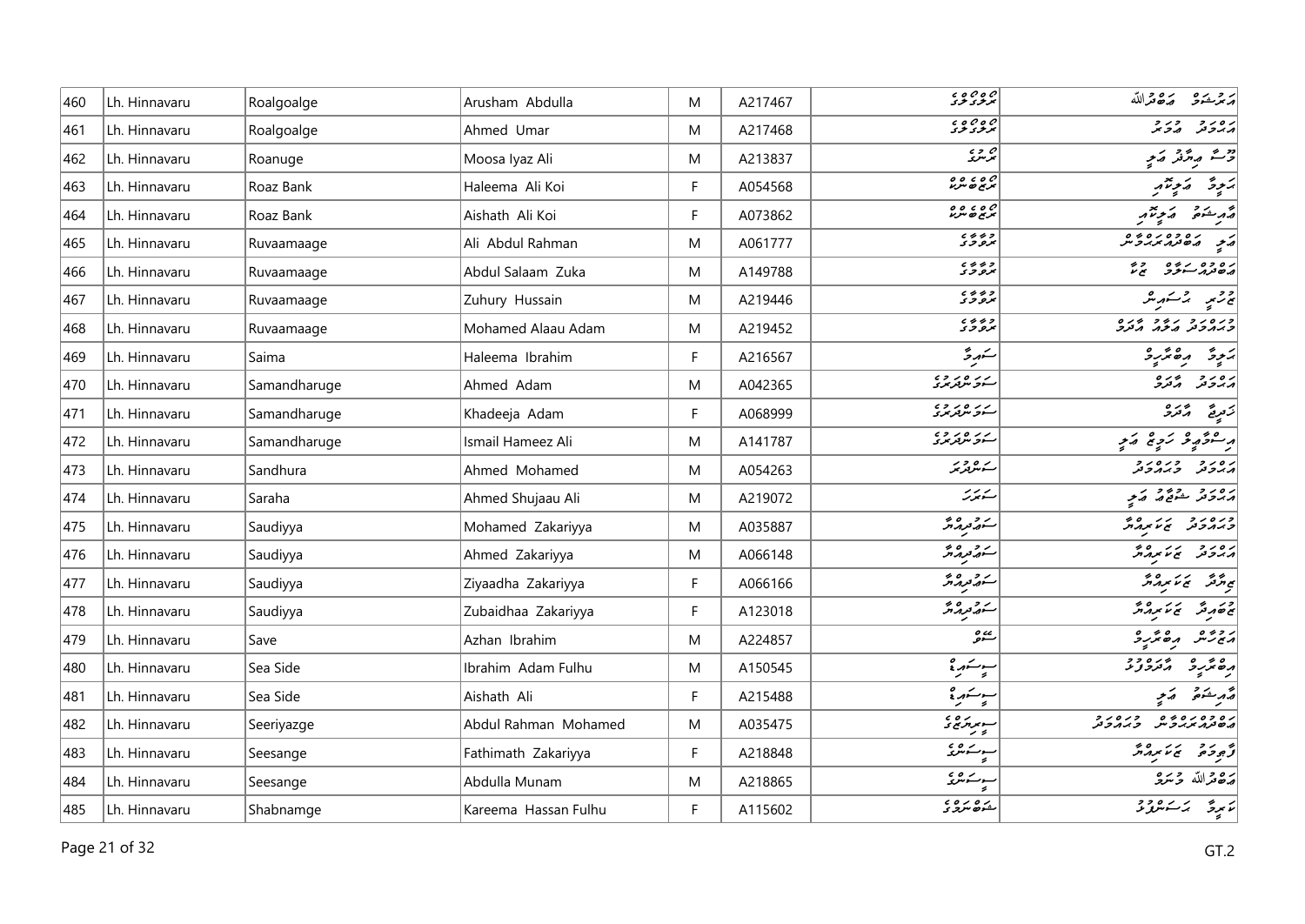| 460 | Lh. Hinnavaru | Roalgoalge | Arusham Abdulla | M | A217467 | ޝޯލްގޯލްގެ | އަރުޝަމް އަބްދުﷲ |
|---|---|---|---|---|---|---|---|
| 461 | Lh. Hinnavaru | Roalgoalge | Ahmed Umar | M | A217468 | ރޯލްގޯލްގެ | އަހްމަދު އުމަރު |
| 462 | Lh. Hinnavaru | Roanuge | Moosa Iyaz Ali | M | A213837 | ރޯނުގެ | މޫސާ އިޔާޒު އަލި |
| 463 | Lh. Hinnavaru | Roaz Bank | Haleema Ali Koi | F | A054568 | ރޯޒްބޭންކް | ހަލީމާ އަލިކޮއި |
| 464 | Lh. Hinnavaru | Roaz Bank | Aishath Ali Koi | F | A073862 | ރޯޒްބޭންކް | އައިޝަތު އަލިކޮއި |
| 465 | Lh. Hinnavaru | Ruvaamaage | Ali Abdul Rahman | M | A061777 | ރުވާމާގެ | އަލި އަބްދުއްރަޙްމާން |
| 466 | Lh. Hinnavaru | Ruvaamaage | Abdul Salaam Zuka | M | A149788 | ރުވާމާގެ | އަބްދުއްސަލާމް ޒުކާ |
| 467 | Lh. Hinnavaru | Ruvaamaage | Zuhury Hussain | M | A219446 | ރުވާމާގެ | ޒުހުރީ ހުސައިން |
| 468 | Lh. Hinnavaru | Ruvaamaage | Mohamed Alaau Adam | M | A219452 | ރުވާމާގެ | މުޙައްމަދު އަލާއު އާދަމް |
| 469 | Lh. Hinnavaru | Saima | Haleema Ibrahim | F | A216567 | ސައިމާ | ހަލީމާ އިބްރާހީމް |
| 470 | Lh. Hinnavaru | Samandharuge | Ahmed Adam | M | A042365 | ސަމަންދަރުގެ | އަހްމަދު އާދަމް |
| 471 | Lh. Hinnavaru | Samandharuge | Khadeeja Adam | F | A068999 | ސަމަންދަރުގެ | ޚަދީޖާ އާދަމް |
| 472 | Lh. Hinnavaru | Samandharuge | Ismail Hameez Ali | M | A141787 | ސަމަންދަރުގެ | އިސްމާޢީލް ހަމީޒް އަލި |
| 473 | Lh. Hinnavaru | Sandhura | Ahmed Mohamed | M | A054263 | ސަންދުރަ | އަހްމަދު މުޙައްމަދު |
| 474 | Lh. Hinnavaru | Saraha | Ahmed Shujaau Ali | M | A219072 | ސަރަހަ | އަހްމަދު ޝުޖާޢު އަލި |
| 475 | Lh. Hinnavaru | Saudiyya | Mohamed Zakariyya | M | A035887 | ސައުދިއްޔާ | މުޙައްމަދު ޒަކަރިއްޔާ |
| 476 | Lh. Hinnavaru | Saudiyya | Ahmed Zakariyya | M | A066148 | ސައުދިއްޔާ | އަހްމަދު ޒަކަރިއްޔާ |
| 477 | Lh. Hinnavaru | Saudiyya | Ziyaadha Zakariyya | F | A066166 | ސައުދިއްޔާ | ޒިޔާދާ ޒަކަރިއްޔާ |
| 478 | Lh. Hinnavaru | Saudiyya | Zubaidhaa Zakariyya | F | A123018 | ސައުދިއްޔާ | ޒުބައިދާ ޒަކަރިއްޔާ |
| 479 | Lh. Hinnavaru | Save | Azhan Ibrahim | M | A224857 | ސޭވް | އަޒްހާން އިބްރާހީމް |
| 480 | Lh. Hinnavaru | Sea Side | Ibrahim Adam Fulhu | M | A150545 | ސީސައިޑް | އިބްރާހީމް އާދަމްފުޅު |
| 481 | Lh. Hinnavaru | Sea Side | Aishath Ali | F | A215488 | ސީސައިޑް | އައިޝަތު އަލި |
| 482 | Lh. Hinnavaru | Seeriyazge | Abdul Rahman Mohamed | M | A035475 | ސީރިޔަޒްގެ | އަބްދުއްރަޙްމާން މުޙައްމަދު |
| 483 | Lh. Hinnavaru | Seesange | Fathimath Zakariyya | F | A218848 | ސީސަންގެ | ފާތިމަތު ޒަކަރިއްޔާ |
| 484 | Lh. Hinnavaru | Seesange | Abdulla Munam | M | A218865 | ސީސަންގެ | އަބްދުﷲ މުނަމް |
| 485 | Lh. Hinnavaru | Shabnamge | Kareema Hassan Fulhu | F | A115602 | ޝަބްނަމްގެ | ކަރީމާ ހަސަންފުޅު |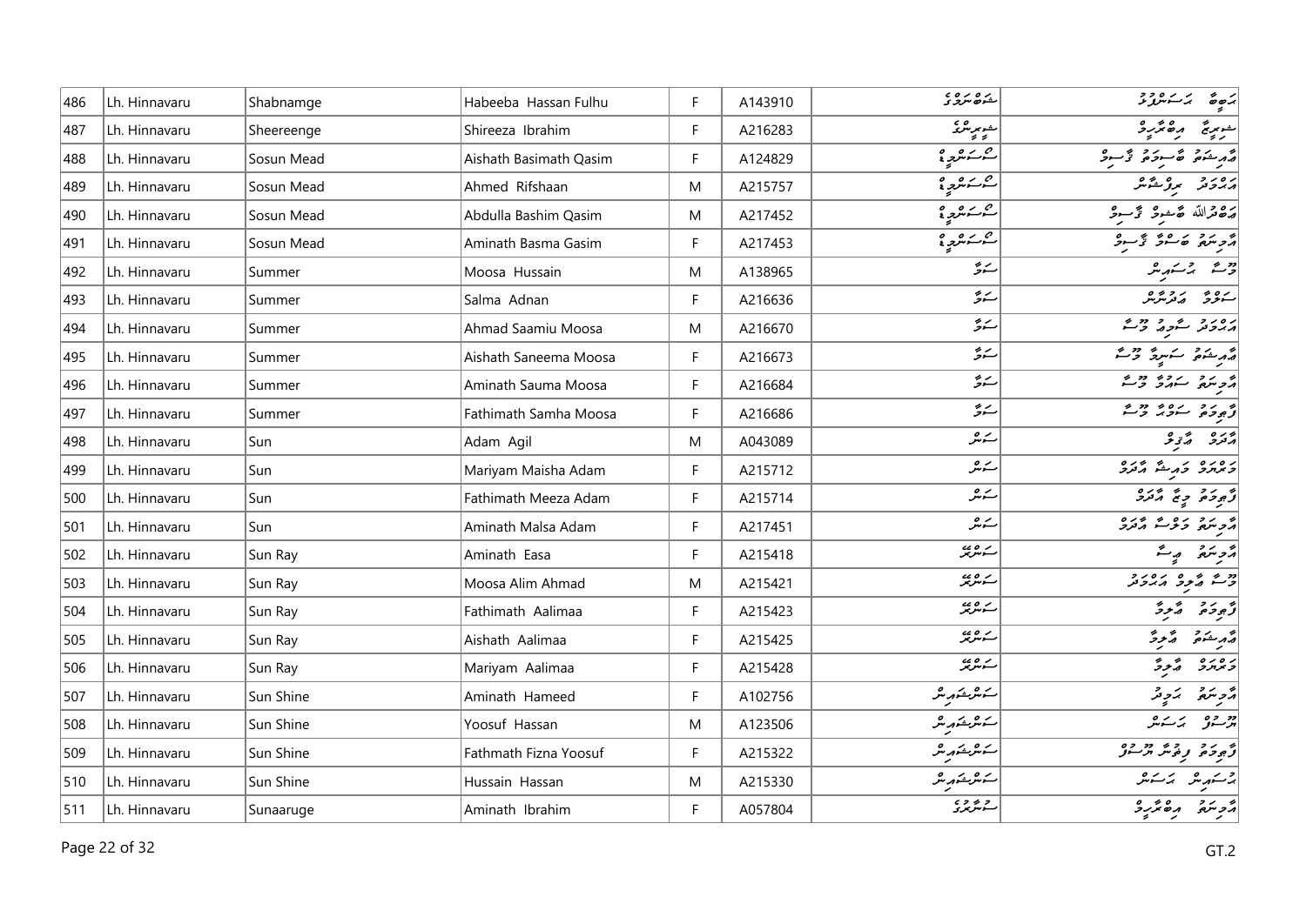| 486 | Lh. Hinnavaru | Shabnamge | Habeeba Hassan Fulhu | F | A143910 | ޝަބްނަމްގެ | ހަބީބާ ހަސަންފުޅު |
|---|---|---|---|---|---|---|---|
| 487 | Lh. Hinnavaru | Sheereenge | Shireeza Ibrahim | F | A216283 | ޝީރީންގެ | ޝިރީޒާ އިބްރާހިމް |
| 488 | Lh. Hinnavaru | Sosun Mead | Aishath Basimath Qasim | F | A124829 | ސޯސަންމީޑް | އައިޝަތު ބާސިމަތު ޤާސިމް |
| 489 | Lh. Hinnavaru | Sosun Mead | Ahmed Rifshaan | M | A215757 | ސޯސަންމީޑް | އަޙްމަދު ރިފްޝާން |
| 490 | Lh. Hinnavaru | Sosun Mead | Abdulla Bashim Qasim | M | A217452 | ސޯސަންމީޑް | އަބްދުالله ބާޝިމް ޤާސިމް |
| 491 | Lh. Hinnavaru | Sosun Mead | Aminath Basma Gasim | F | A217453 | ސޯސަންމީޑް | އާމިނަތު ބަސްމާ ގާސިމް |
| 492 | Lh. Hinnavaru | Summer | Moosa Hussain | M | A138965 | ސަމަރ | މޫސާ ހުސައިން |
| 493 | Lh. Hinnavaru | Summer | Salma Adnan | F | A216636 | ސަމަރ | ސަލްމާ އަދުނާން |
| 494 | Lh. Hinnavaru | Summer | Ahmad Saamiu Moosa | M | A216670 | ސަމަރ | އަޙްމަދު ސާމިޢު މޫސާ |
| 495 | Lh. Hinnavaru | Summer | Aishath Saneema Moosa | F | A216673 | ސަމަރ | އައިޝަތު ސަނީމާ މޫސާ |
| 496 | Lh. Hinnavaru | Summer | Aminath Sauma Moosa | F | A216684 | ސަމަރ | އާމިނަތު ސައުމާ މޫސާ |
| 497 | Lh. Hinnavaru | Summer | Fathimath Samha Moosa | F | A216686 | ސަމަރ | ފާތިމަތު ސަމްހާ މޫސާ |
| 498 | Lh. Hinnavaru | Sun | Adam Agil | M | A043089 | ސަން | އާދަމް އާގިލް |
| 499 | Lh. Hinnavaru | Sun | Mariyam Maisha Adam | F | A215712 | ސަން | މަރިޔަމް މައިޝާ އާދަމް |
| 500 | Lh. Hinnavaru | Sun | Fathimath Meeza Adam | F | A215714 | ސަން | ފާތިމަތު މީޒާ އާދަމް |
| 501 | Lh. Hinnavaru | Sun | Aminath Malsa Adam | F | A217451 | ސަން | އާމިނަތު މަލްސާ އާދަމް |
| 502 | Lh. Hinnavaru | Sun Ray | Aminath Easa | F | A215418 | ސަންރޭ | އާމިނަތު ޢީސާ |
| 503 | Lh. Hinnavaru | Sun Ray | Moosa Alim Ahmad | M | A215421 | ސަންރޭ | މޫސާ އާލިމް އަޙްމަދު |
| 504 | Lh. Hinnavaru | Sun Ray | Fathimath Aalimaa | F | A215423 | ސަންރޭ | ފާތިމަތު އާލިމާ |
| 505 | Lh. Hinnavaru | Sun Ray | Aishath Aalimaa | F | A215425 | ސަންރޭ | އައިޝަތު އާލިމާ |
| 506 | Lh. Hinnavaru | Sun Ray | Mariyam Aalimaa | F | A215428 | ސަންރޭ | މަރިޔަމް އާލިމާ |
| 507 | Lh. Hinnavaru | Sun Shine | Aminath Hameed | F | A102756 | ސަންޝައިން | އާމިނަތު ހަމީދު |
| 508 | Lh. Hinnavaru | Sun Shine | Yoosuf Hassan | M | A123506 | ސަންޝައިން | ޔޫސުފް ހަސަން |
| 509 | Lh. Hinnavaru | Sun Shine | Fathmath Fizna Yoosuf | F | A215322 | ސަންޝައިން | ފާތިމަތު ފިޒްނާ ޔޫސުފް |
| 510 | Lh. Hinnavaru | Sun Shine | Hussain Hassan | M | A215330 | ސަންޝައިން | ހުސައިން ހަސަން |
| 511 | Lh. Hinnavaru | Sunaaruge | Aminath Ibrahim | F | A057804 | ސުނާރުގެ | އާމިނަތު އިބްރާހިމް |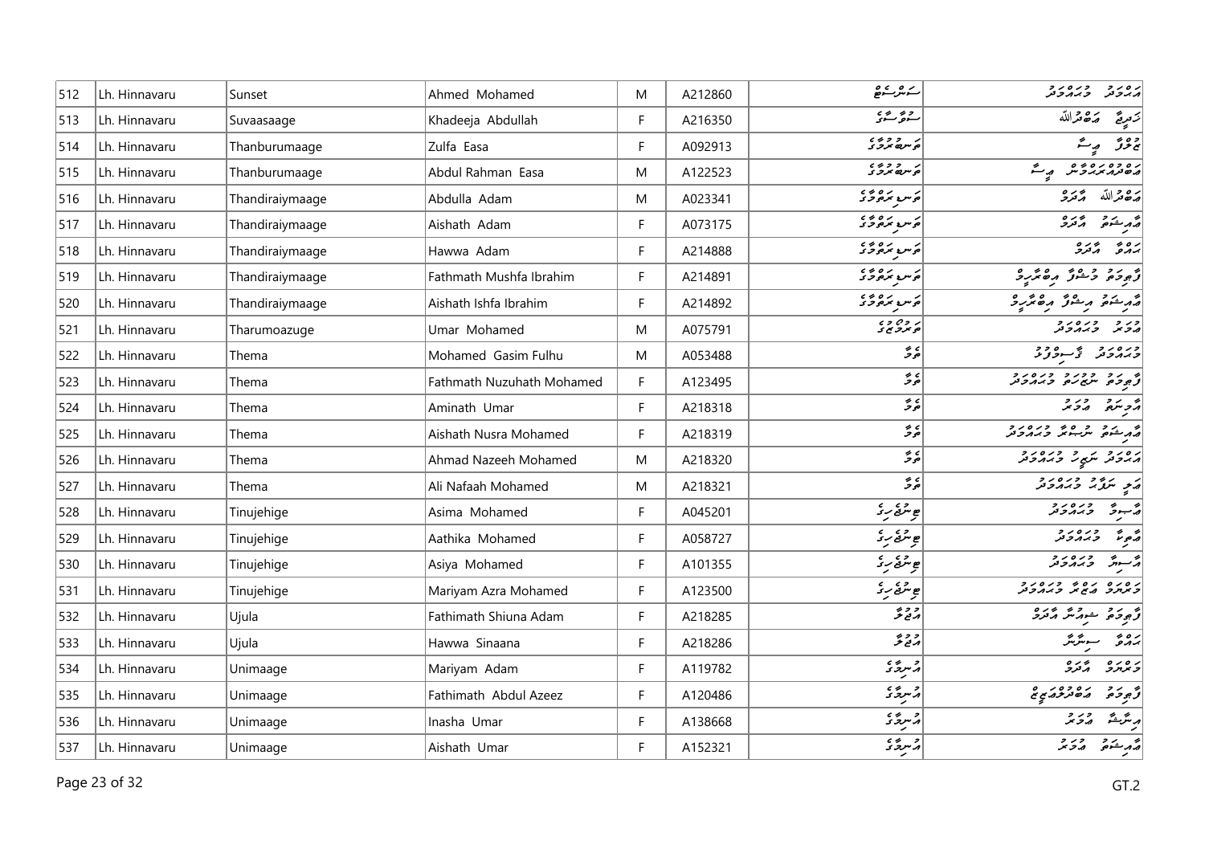| 512 | Lh. Hinnavaru | Sunset | Ahmed Mohamed | M | A212860 | ސަންސެޓް | އަހުމަދު މުހައްމަދު |
|---|---|---|---|---|---|---|---|
| 513 | Lh. Hinnavaru | Suvaasaage | Khadeeja Abdullah | F | A216350 | ސުވާސާގެ | ޚަދީޖާ އަބްދުﷲ |
| 514 | Lh. Hinnavaru | Thanburumaage | Zulfa Easa | F | A092913 | ތަންބުރުމާގެ | ޒުލްފާ ޢީސާ |
| 515 | Lh. Hinnavaru | Thanburumaage | Abdul Rahman Easa | M | A122523 | ތަންބުރުމާގެ | އަބްދުއްރަޙްމާން ޢީސާ |
| 516 | Lh. Hinnavaru | Thandiraiymaage | Abdulla Adam | M | A023341 | ތަންދިރައްމާގެ | އަބްދުﷲ އާދަމް |
| 517 | Lh. Hinnavaru | Thandiraiymaage | Aishath Adam | F | A073175 | ތަންދިރައްމާގެ | އައިޝަތު އާދަމް |
| 518 | Lh. Hinnavaru | Thandiraiymaage | Hawwa Adam | F | A214888 | ތަންދިރައްމާގެ | ޙައްވާ އާދަމް |
| 519 | Lh. Hinnavaru | Thandiraiymaage | Fathmath Mushfa Ibrahim | F | A214891 | ތަންދިރައްމާގެ | ފާތިމަތު މުޝްފާ އިބްރާހީމް |
| 520 | Lh. Hinnavaru | Thandiraiymaage | Aishath Ishfa Ibrahim | F | A214892 | ތަންދިރައްމާގެ | އައިޝަތު އިޝްފާ އިބްރާހީމް |
| 521 | Lh. Hinnavaru | Tharumoazuge | Umar Mohamed | M | A075791 | ތަރުމޯޒުގެ | ޢުމަރު މުހައްމަދު |
| 522 | Lh. Hinnavaru | Thema | Mohamed Gasim Fulhu | M | A053488 | ތެމާ | މުހައްމަދު ޤާސިމްފުޅު |
| 523 | Lh. Hinnavaru | Thema | Fathmath Nuzuhath Mohamed | F | A123495 | ތެމާ | ފާތިމަތު ނުޒުހަތު މުހައްމަދު |
| 524 | Lh. Hinnavaru | Thema | Aminath Umar | F | A218318 | ތެމާ | އާމިނަތު ޢުމަރު |
| 525 | Lh. Hinnavaru | Thema | Aishath Nusra Mohamed | F | A218319 | ތެމާ | އައިޝަތު ނުސްރާ މުހައްމަދު |
| 526 | Lh. Hinnavaru | Thema | Ahmad Nazeeh Mohamed | M | A218320 | ތެމާ | އަހުމަދު ނަޒީހު މުހައްމަދު |
| 527 | Lh. Hinnavaru | Thema | Ali Nafaah Mohamed | M | A218321 | ތެމާ | އަލި ނަފާހު މުހައްމަދު |
| 528 | Lh. Hinnavaru | Tinujehige | Asima Mohamed | F | A045201 | ޓިނުޖެހިގެ | އާސިމާ މުހައްމަދު |
| 529 | Lh. Hinnavaru | Tinujehige | Aathika Mohamed | F | A058727 | ޓިނުޖެހިގެ | އާތިކާ މުހައްމަދު |
| 530 | Lh. Hinnavaru | Tinujehige | Asiya Mohamed | F | A101355 | ޓިނުޖެހިގެ | އާސިޔާ މުހައްމަދު |
| 531 | Lh. Hinnavaru | Tinujehige | Mariyam Azra Mohamed | F | A123500 | ޓިނުޖެހިގެ | މަރިޔަމް އަޒްރާ މުހައްމަދު |
| 532 | Lh. Hinnavaru | Ujula | Fathimath Shiuna Adam | F | A218285 | އުޖުލާ | ފާތިމަތު ޝިޢުނާ އާދަމް |
| 533 | Lh. Hinnavaru | Ujula | Hawwa Sinaana | F | A218286 | އުޖުލާ | ޙައްވާ ސިނާނާ |
| 534 | Lh. Hinnavaru | Unimaage | Mariyam Adam | F | A119782 | އުނިމާގެ | މަރިޔަމް އާދަމް |
| 535 | Lh. Hinnavaru | Unimaage | Fathimath Abdul Azeez | F | A120486 | އުނިމާގެ | ފާތިމަތު އަބްދުލްޢަޒީޒު |
| 536 | Lh. Hinnavaru | Unimaage | Inasha Umar | F | A138668 | އުނިމާގެ | އިނާޝާ ޢުމަރު |
| 537 | Lh. Hinnavaru | Unimaage | Aishath Umar | F | A152321 | އުނިމާގެ | އައިޝަތު ޢުމަރު |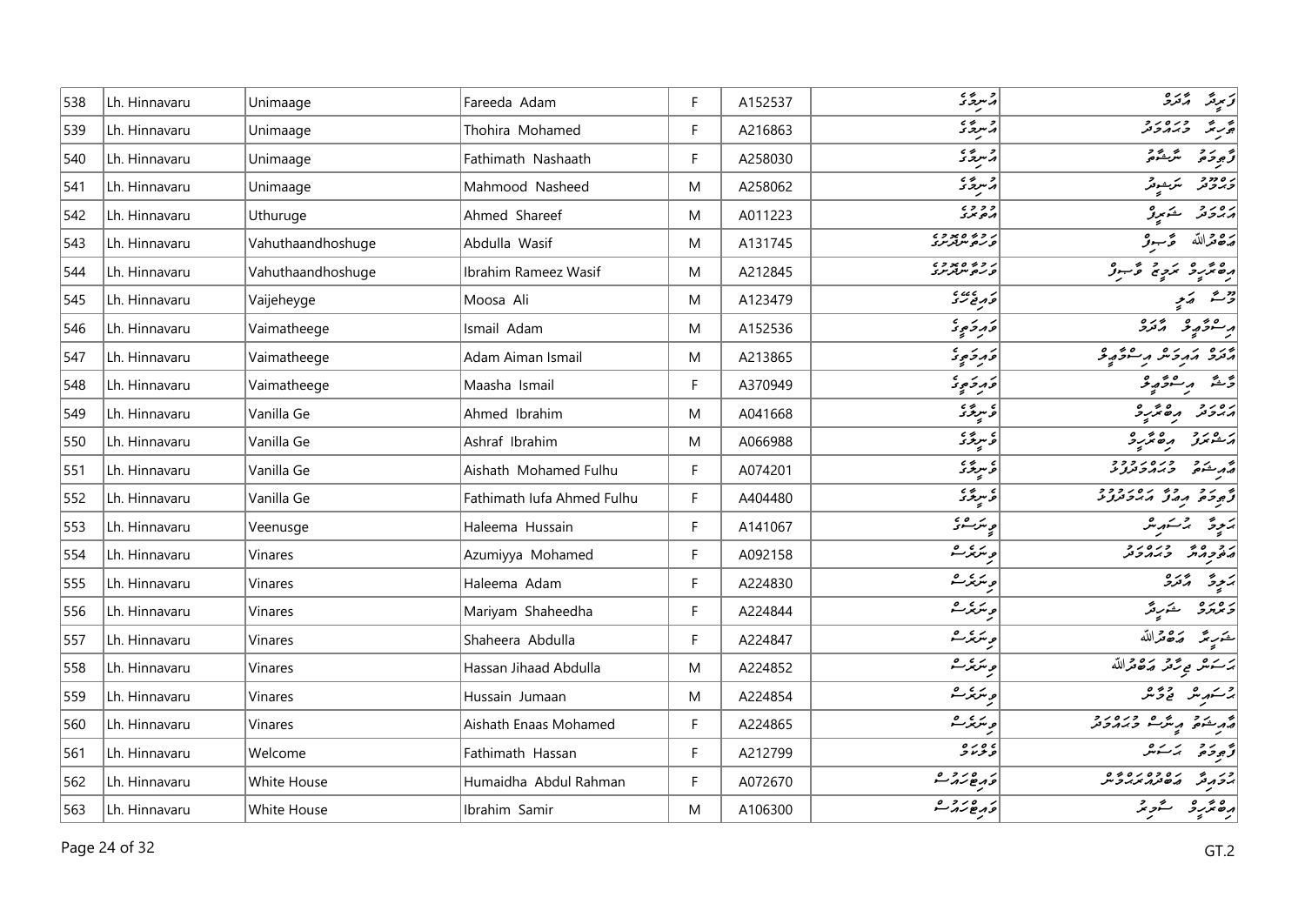| 538 | Lh. Hinnavaru | Unimaage | Fareeda Adam | F | A152537 | ޔުނިމާގެ | ފަރީދާ އާދަމް |
|---|---|---|---|---|---|---|---|
| 539 | Lh. Hinnavaru | Unimaage | Thohira Mohamed | F | A216863 | ޔުނިމާގެ | ތާހިރާ މުހައްމަދު |
| 540 | Lh. Hinnavaru | Unimaage | Fathimath Nashaath | F | A258030 | ޔުނިމާގެ | ފާތިމަތު ނަޝާއަތު |
| 541 | Lh. Hinnavaru | Unimaage | Mahmood Nasheed | M | A258062 | ޔުނިމާގެ | މަޙްމޫދު ނަޝީދު |
| 542 | Lh. Hinnavaru | Uthuruge | Ahmed Shareef | M | A011223 | އުތުރުގެ | އަޙްމަދު ޝަރީފް |
| 543 | Lh. Hinnavaru | Vahuthaandhoshuge | Abdulla Wasif | M | A131745 | ވަހުތާންދޮށުގެ | އަބްދުﷲ ވާސިފް |
| 544 | Lh. Hinnavaru | Vahuthaandhoshuge | Ibrahim Rameez Wasif | M | A212845 | ވަހުތާންދޮށުގެ | އިބްރާހީމް ރަމީޒް ވާސިފް |
| 545 | Lh. Hinnavaru | Vaijeheyge | Moosa Ali | M | A123479 | ވައިޖެހޭގެ | މޫސާ އަލި |
| 546 | Lh. Hinnavaru | Vaimatheege | Ismail Adam | M | A152536 | ވައިމަތީގެ | އިސްމާއީލް އާދަމް |
| 547 | Lh. Hinnavaru | Vaimatheege | Adam Aiman Ismail | M | A213865 | ވައިމަތީގެ | އާދަމް އައިމަން އިސްމާއީލް |
| 548 | Lh. Hinnavaru | Vaimatheege | Maasha Ismail | F | A370949 | ވައިމަތީގެ | މާޝާ އިސްމާއީލް |
| 549 | Lh. Hinnavaru | Vanilla Ge | Ahmed Ibrahim | M | A041668 | ވެނިލާގެ | އަޙްމަދު އިބްރާހީމް |
| 550 | Lh. Hinnavaru | Vanilla Ge | Ashraf Ibrahim | M | A066988 | ވެނިލާގެ | އަޝްރަފް އިބްރާހީމް |
| 551 | Lh. Hinnavaru | Vanilla Ge | Aishath Mohamed Fulhu | F | A074201 | ވެނިލާގެ | އައިޝަތު މުހައްމަދުފުޅު |
| 552 | Lh. Hinnavaru | Vanilla Ge | Fathimath Iufa Ahmed Fulhu | F | A404480 | ވެނިލާގެ | ފާތިމަތު އިއުފާ އަޙްމަދުފުޅު |
| 553 | Lh. Hinnavaru | Veenusge | Haleema Hussain | F | A141067 | ވީނަސްގެ | ހަލީމާ ހުސައިން |
| 554 | Lh. Hinnavaru | Vinares | Azumiyya Mohamed | F | A092158 | ވިނަރެސް | އަޒުމިއްޔާ މުހައްމަދު |
| 555 | Lh. Hinnavaru | Vinares | Haleema Adam | F | A224830 | ވިނަރެސް | ހަލީމާ އާދަމް |
| 556 | Lh. Hinnavaru | Vinares | Mariyam Shaheedha | F | A224844 | ވިނަރެސް | މަރިޔަމް ޝަހީދާ |
| 557 | Lh. Hinnavaru | Vinares | Shaheera Abdulla | F | A224847 | ވިނަރެސް | ޝަހީރާ އަބްދުﷲ |
| 558 | Lh. Hinnavaru | Vinares | Hassan Jihaad Abdulla | M | A224852 | ވިނަރެސް | ހަސަން ޖިހާދު އަބްދުﷲ |
| 559 | Lh. Hinnavaru | Vinares | Hussain Jumaan | M | A224854 | ވިނަރެސް | ހުސައިން ޖުމާން |
| 560 | Lh. Hinnavaru | Vinares | Aishath Enaas Mohamed | F | A224865 | ވިނަރެސް | އައިޝަތު އިނާސް މުހައްމަދު |
| 561 | Lh. Hinnavaru | Welcome | Fathimath Hassan | F | A212799 | ވެލްކަމް | ފާތިމަތު ހަސަން |
| 562 | Lh. Hinnavaru | White House | Humaidha Abdul Rahman | F | A072670 | ވައިޓްހައުސް | ހުމައިދާ އަބްދުއްރަޙްމާން |
| 563 | Lh. Hinnavaru | White House | Ibrahim Samir | M | A106300 | ވައިޓްހައުސް | އިބްރާހީމް ސާމިރު |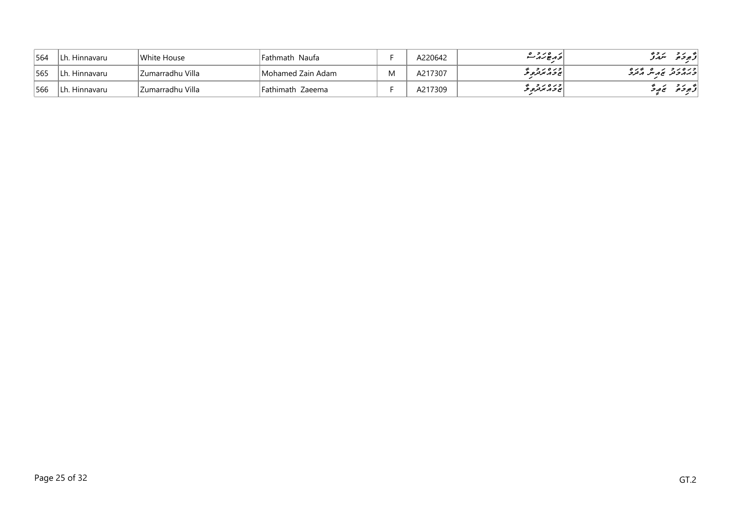| 564 | Lh. Hinnavaru | White House | Fathmath Naufa | F | A220642 | ވައިޓްހައުސް | ފާތިމަތު ނައުފާ |
|---|---|---|---|---|---|---|---|
| 565 | Lh. Hinnavaru | Zumarradhu Villa | Mohamed Zain Adam | M | A217307 | ޒުމައްރަދުވިލާ | މުހައްމަދު ޒައިން އާދަމް |
| 566 | Lh. Hinnavaru | Zumarradhu Villa | Fathimath Zaeema | F | A217309 | ޒުމައްރަދުވިލާ | ފާތިމަތު ޒައީމާ |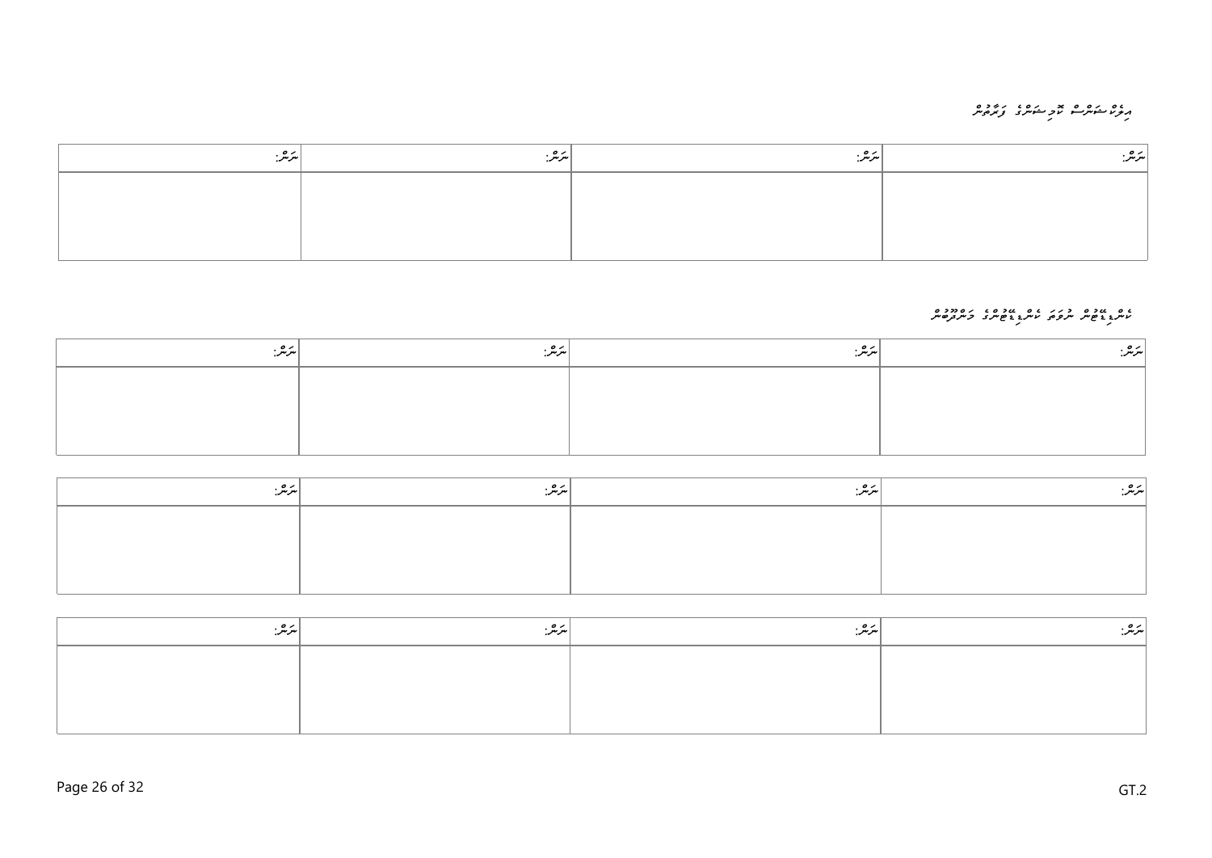ޢިލްމީ ސަނަދު ހާޞިލްކުރި ފަރާތުން

| ނަންބަރު: | ނަންބަރު: | ނަންބަރު: | ނަންބަރު: |
|---|---|---|---|
| | | | |

ކުންފުނީގައި ހުރިހާ ކުންފުނި ފަރާތްތައް

| ނަންބަރު: | ނަންބަރު: | ނަންބަރު: | ނަންބަރު: |
|---|---|---|---|
| | | | |

| ނަންބަރު: | ނަންބަރު: | ނަންބަރު: | ނަންބަރު: |
|---|---|---|---|
| | | | |

| ނަންބަރު: | ނަންބަރު: | ނަންބަރު: | ނަންބަރު: |
|---|---|---|---|
| | | | |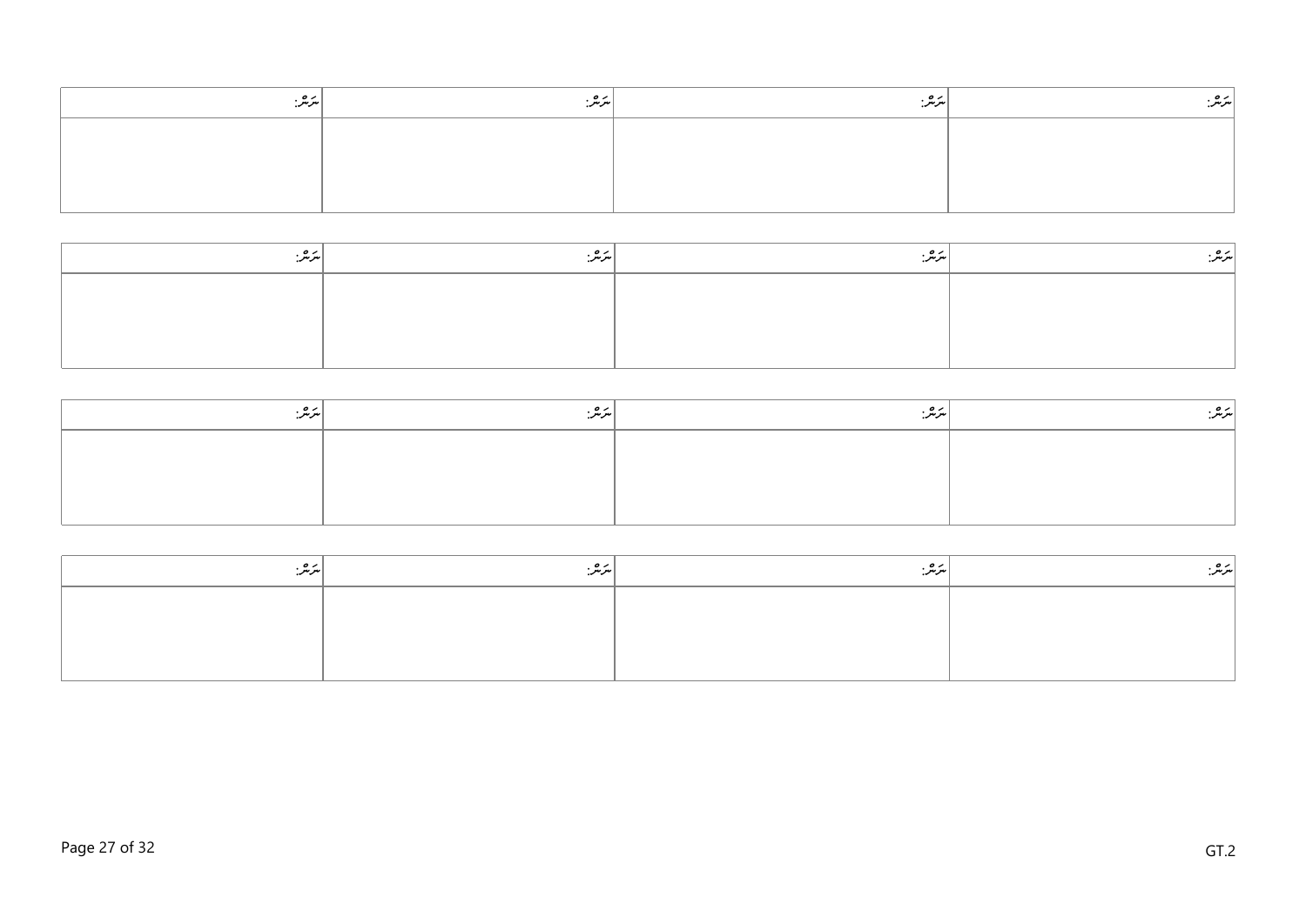| ނަރަށް: | ނަރަށް: | ނަރަށް: | ނަރަށް: |
| --- | --- | --- | --- |
| | | | |

| ނަރަށް: | ނަރަށް: | ނަރަށް: | ނަރަށް: |
| --- | --- | --- | --- |
| | | | |

| ނަރަށް: | ނަރަށް: | ނަރަށް: | ނަރަށް: |
| --- | --- | --- | --- |
| | | | |

| ނަރަށް: | ނަރަށް: | ނަރަށް: | ނަރަށް: |
| --- | --- | --- | --- |
| | | | |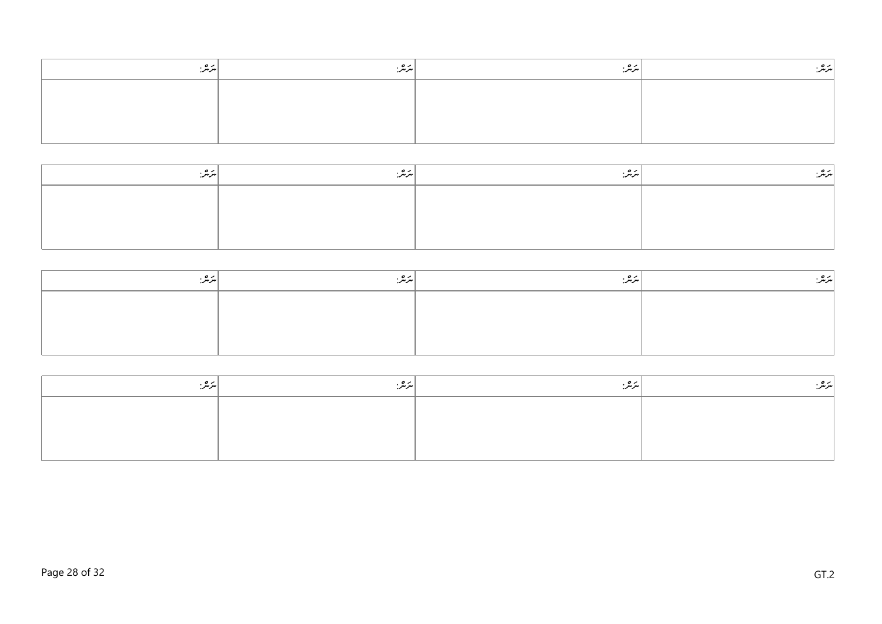| ނަރުދ: | ނަރުދ: | ނަރުދ: | ނަރުދ: |
| --- | --- | --- | --- |
| | | | |

| ނަރުދ: | ނަރުދ: | ނަރުދ: | ނަރުދ: |
| --- | --- | --- | --- |
| | | | |

| ނަރުދ: | ނަރުދ: | ނަރުދ: | ނަރުދ: |
| --- | --- | --- | --- |
| | | | |

| ނަރުދ: | ނަރުދ: | ނަރުދ: | ނަރުދ: |
| --- | --- | --- | --- |
| | | | |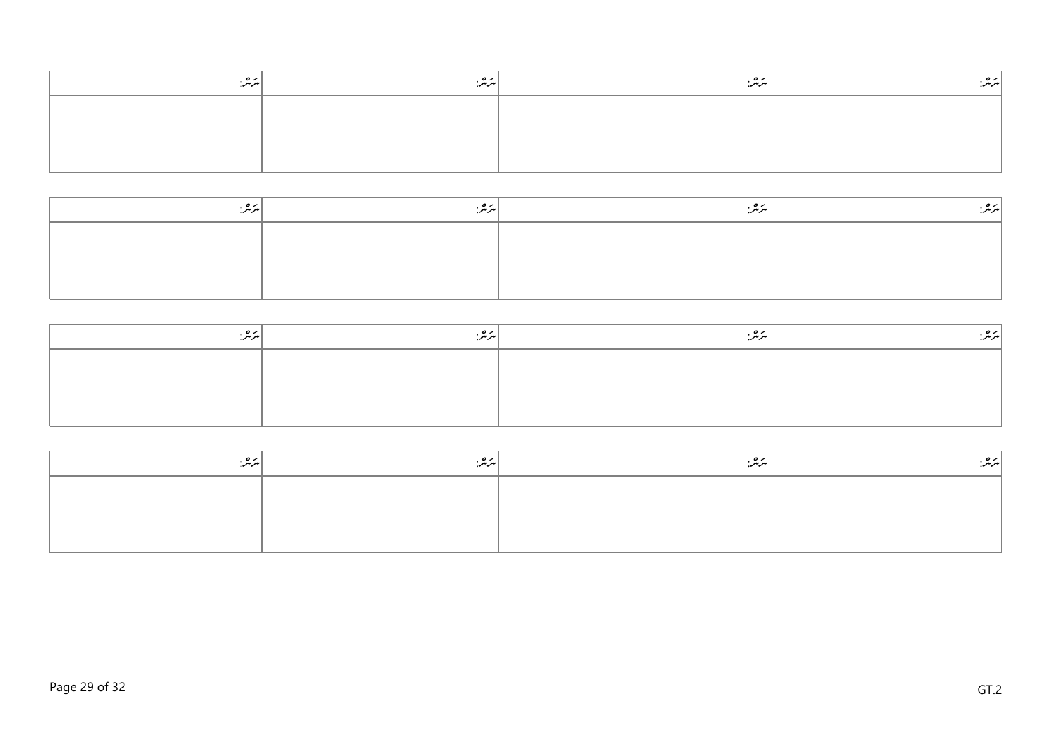| ނަރަދ: | ނަރަދ: | ނަރަދ: | ނަރަދ: |
| --- | --- | --- | --- |
| | | | |

| ނަރަދ: | ނަރަދ: | ނަރަދ: | ނަރަދ: |
| --- | --- | --- | --- |
| | | | |

| ނަރަދ: | ނަރަދ: | ނަރަދ: | ނަރަދ: |
| --- | --- | --- | --- |
| | | | |

| ނަރަދ: | ނަރަދ: | ނަރަދ: | ނަރަދ: |
| --- | --- | --- | --- |
| | | | |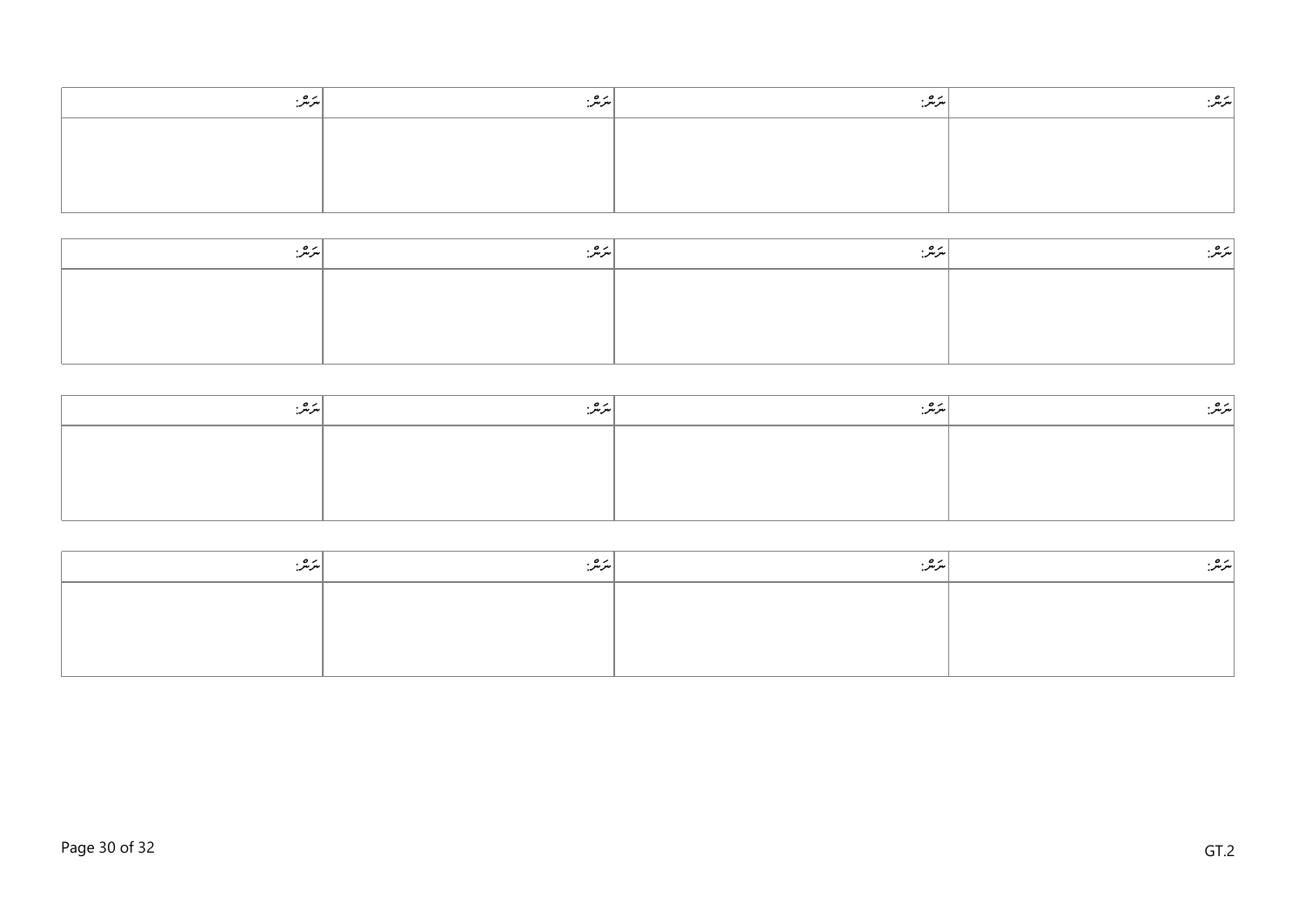| ނަރުދ: | ނަރުދ: | ނަރުދ: | ނަރުދ: |
|---|---|---|---|
| | | | |

| ނަރުދ: | ނަރުދ: | ނަރުދ: | ނަރުދ: |
|---|---|---|---|
| | | | |

| ނަރުދ: | ނަރުދ: | ނަރުދ: | ނަރުދ: |
|---|---|---|---|
| | | | |

| ނަރުދ: | ނަރުދ: | ނަރުދ: | ނަރުދ: |
|---|---|---|---|
| | | | |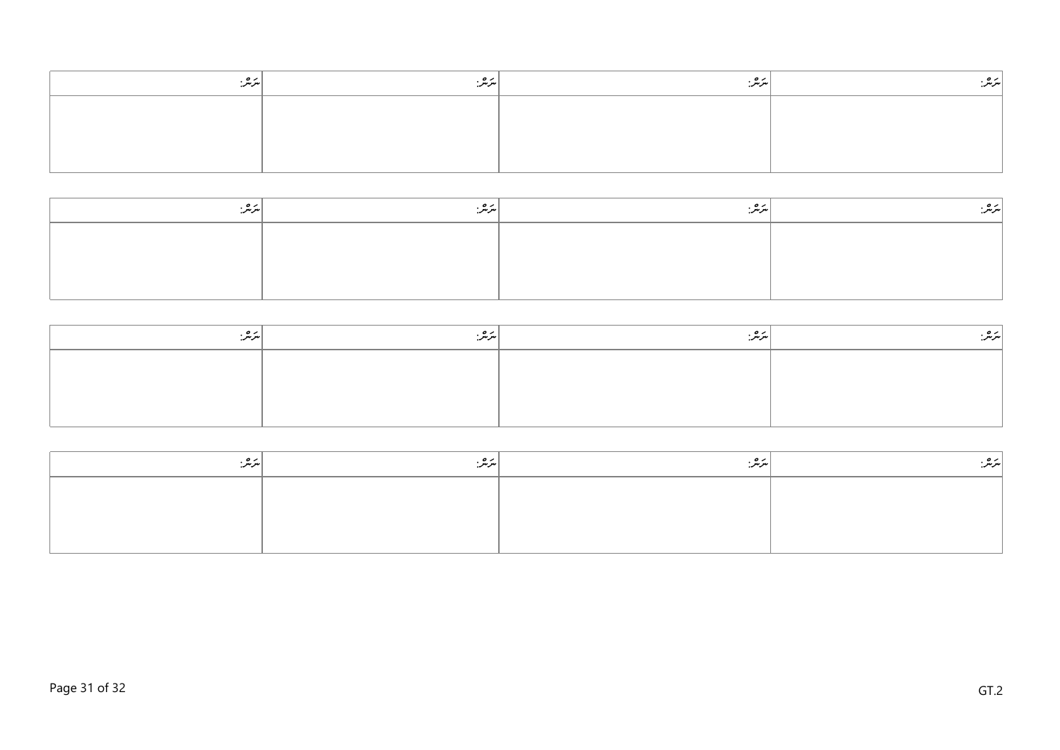| ނަރުދ: | ނަރުދ: | ނަރުދ: | ނަރުދ: |
| --- | --- | --- | --- |
| | | | |

| ނަރުދ: | ނަރުދ: | ނަރުދ: | ނަރުދ: |
| --- | --- | --- | --- |
| | | | |

| ނަރުދ: | ނަރުދ: | ނަރުދ: | ނަރުދ: |
| --- | --- | --- | --- |
| | | | |

| ނަރުދ: | ނަރުދ: | ނަރުދ: | ނަރުދ: |
| --- | --- | --- | --- |
| | | | |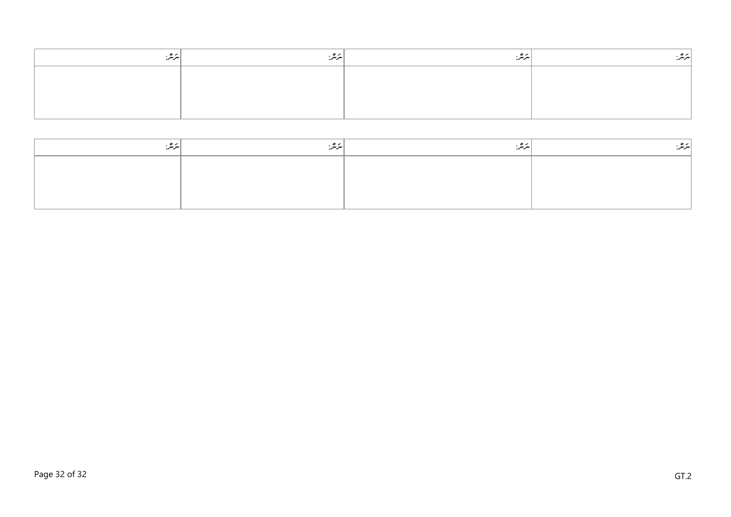| ނަރަދ: | ނަރަދ: | ނަރަދ: | ނަރަދ: |
|---|---|---|---|
| | | | |

| ނަރަދ: | ނަރަދ: | ނަރަދ: | ނަރަދ: |
|---|---|---|---|
| | | | |